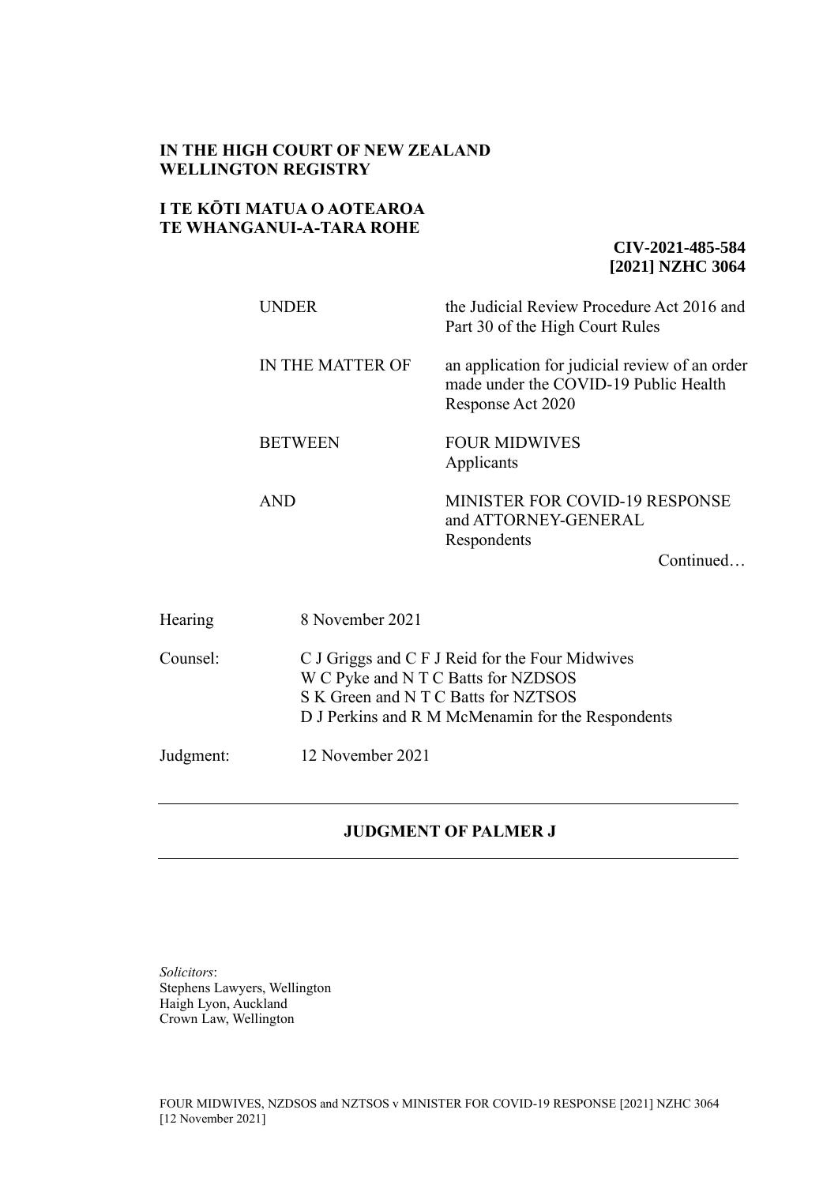**IN THE HIGH COURT OF NEW ZEALAND**
**WELLINGTON REGISTRY**

**I TE KŌTI MATUA O AOTEAROA**
**TE WHANGANUI-A-TARA ROHE**

**CIV-2021-485-584**
**[2021] NZHC 3064**

| | |
|---|---|
| UNDER | the Judicial Review Procedure Act 2016 and Part 30 of the High Court Rules |
| IN THE MATTER OF | an application for judicial review of an order made under the COVID-19 Public Health Response Act 2020 |
| BETWEEN | FOUR MIDWIVES<br>Applicants |
| AND | MINISTER FOR COVID-19 RESPONSE and ATTORNEY-GENERAL<br>Respondents |

Continued…

| | |
|---|---|
| Hearing | 8 November 2021 |
| Counsel: | C J Griggs and C F J Reid for the Four Midwives<br>W C Pyke and N T C Batts for NZDSOS<br>S K Green and N T C Batts for NZTSOS<br>D J Perkins and R M McMenamin for the Respondents |
| Judgment: | 12 November 2021 |

---

**JUDGMENT OF PALMER J**

---

*Solicitors*:
Stephens Lawyers, Wellington
Haigh Lyon, Auckland
Crown Law, Wellington

FOUR MIDWIVES, NZDSOS and NZTSOS v MINISTER FOR COVID-19 RESPONSE [2021] NZHC 3064
[12 November 2021]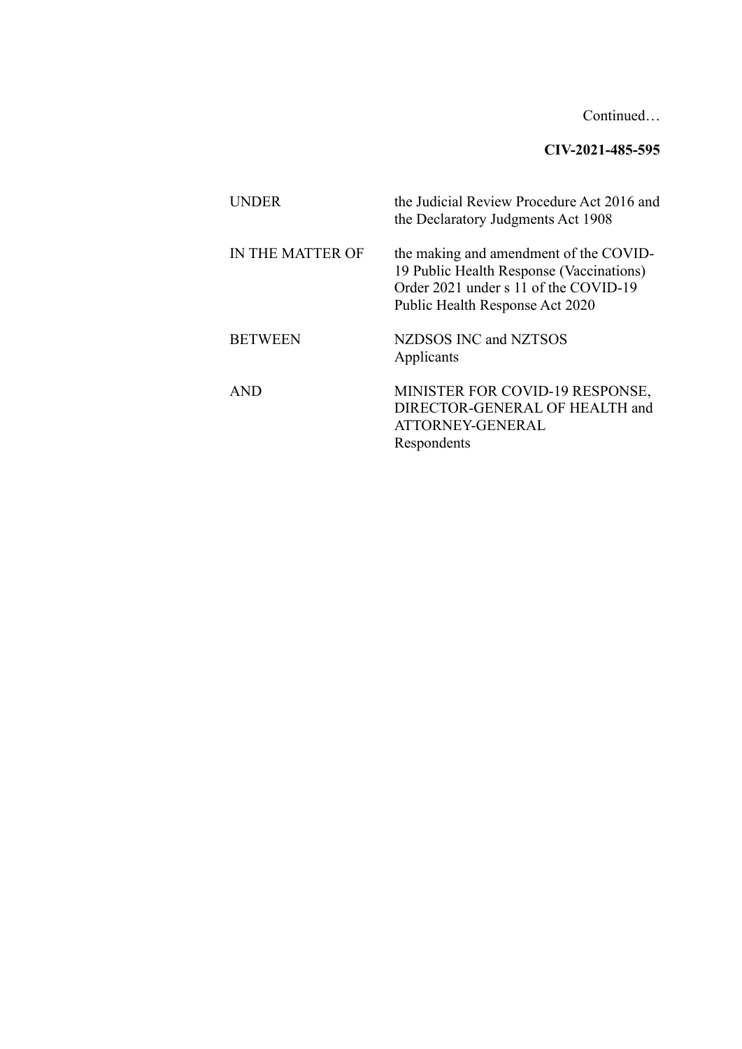Continued…

**CIV-2021-485-595**

| | |
|---|---|
| UNDER | the Judicial Review Procedure Act 2016 and the Declaratory Judgments Act 1908 |
| IN THE MATTER OF | the making and amendment of the COVID-19 Public Health Response (Vaccinations) Order 2021 under s 11 of the COVID-19 Public Health Response Act 2020 |
| BETWEEN | NZDSOS INC and NZTSOS<br>Applicants |
| AND | MINISTER FOR COVID-19 RESPONSE, DIRECTOR-GENERAL OF HEALTH and ATTORNEY-GENERAL<br>Respondents |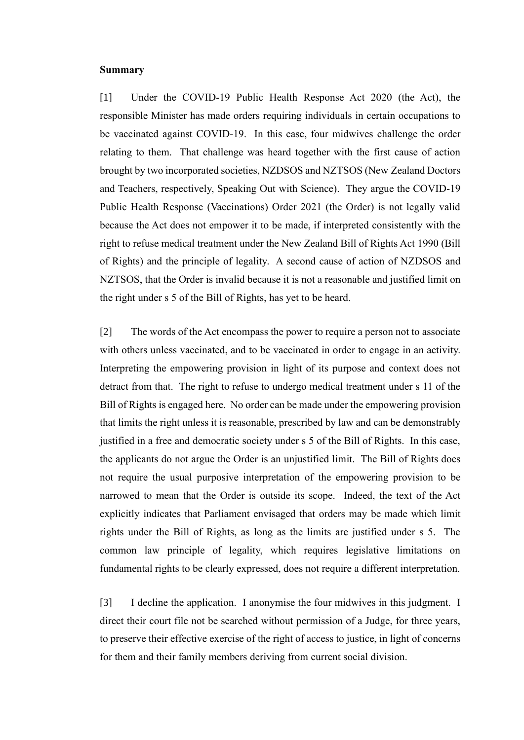**Summary**

[1] Under the COVID-19 Public Health Response Act 2020 (the Act), the responsible Minister has made orders requiring individuals in certain occupations to be vaccinated against COVID-19. In this case, four midwives challenge the order relating to them. That challenge was heard together with the first cause of action brought by two incorporated societies, NZDSOS and NZTSOS (New Zealand Doctors and Teachers, respectively, Speaking Out with Science). They argue the COVID-19 Public Health Response (Vaccinations) Order 2021 (the Order) is not legally valid because the Act does not empower it to be made, if interpreted consistently with the right to refuse medical treatment under the New Zealand Bill of Rights Act 1990 (Bill of Rights) and the principle of legality. A second cause of action of NZDSOS and NZTSOS, that the Order is invalid because it is not a reasonable and justified limit on the right under s 5 of the Bill of Rights, has yet to be heard.

[2] The words of the Act encompass the power to require a person not to associate with others unless vaccinated, and to be vaccinated in order to engage in an activity. Interpreting the empowering provision in light of its purpose and context does not detract from that. The right to refuse to undergo medical treatment under s 11 of the Bill of Rights is engaged here. No order can be made under the empowering provision that limits the right unless it is reasonable, prescribed by law and can be demonstrably justified in a free and democratic society under s 5 of the Bill of Rights. In this case, the applicants do not argue the Order is an unjustified limit. The Bill of Rights does not require the usual purposive interpretation of the empowering provision to be narrowed to mean that the Order is outside its scope. Indeed, the text of the Act explicitly indicates that Parliament envisaged that orders may be made which limit rights under the Bill of Rights, as long as the limits are justified under s 5. The common law principle of legality, which requires legislative limitations on fundamental rights to be clearly expressed, does not require a different interpretation.

[3] I decline the application. I anonymise the four midwives in this judgment. I direct their court file not be searched without permission of a Judge, for three years, to preserve their effective exercise of the right of access to justice, in light of concerns for them and their family members deriving from current social division.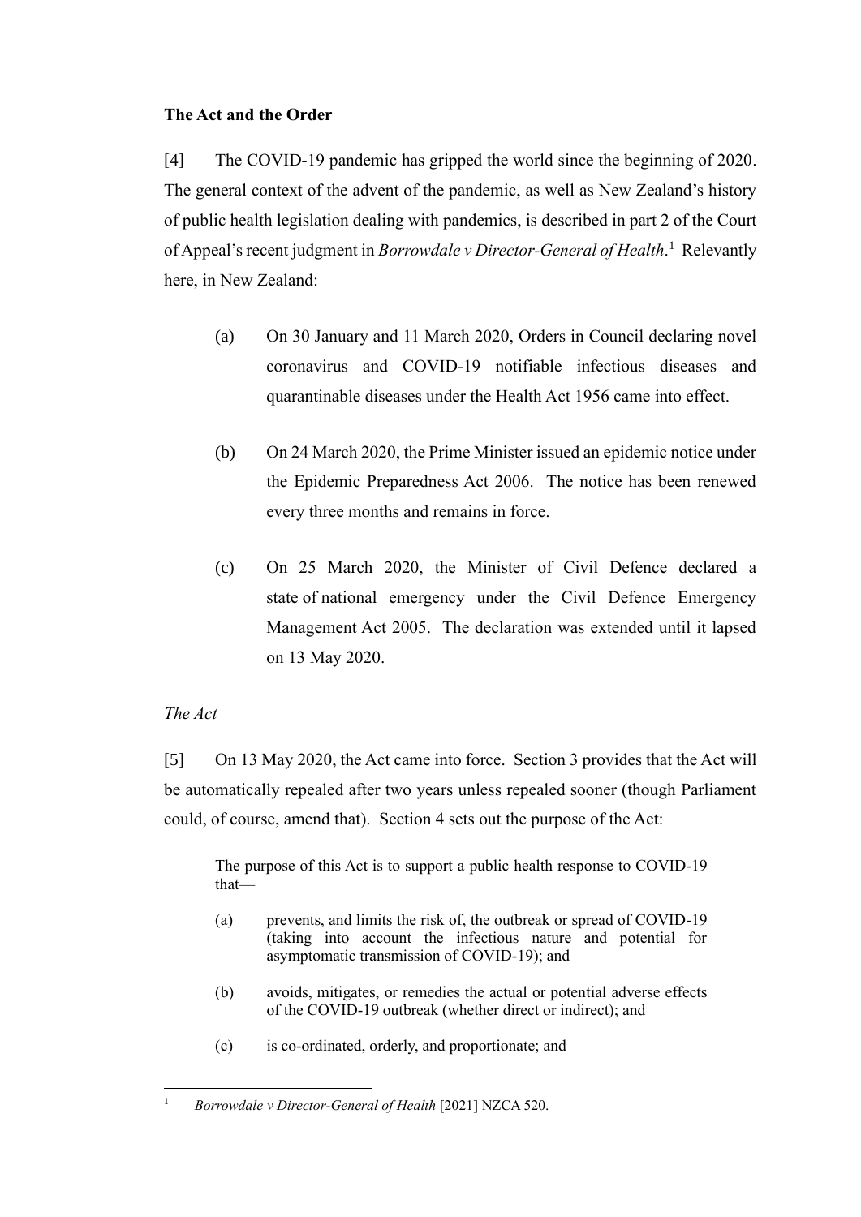**The Act and the Order**

[4] The COVID-19 pandemic has gripped the world since the beginning of 2020. The general context of the advent of the pandemic, as well as New Zealand's history of public health legislation dealing with pandemics, is described in part 2 of the Court of Appeal's recent judgment in *Borrowdale v Director-General of Health*.[1] Relevantly here, in New Zealand:

(a) On 30 January and 11 March 2020, Orders in Council declaring novel coronavirus and COVID-19 notifiable infectious diseases and quarantinable diseases under the Health Act 1956 came into effect.

(b) On 24 March 2020, the Prime Minister issued an epidemic notice under the Epidemic Preparedness Act 2006. The notice has been renewed every three months and remains in force.

(c) On 25 March 2020, the Minister of Civil Defence declared a state of national emergency under the Civil Defence Emergency Management Act 2005. The declaration was extended until it lapsed on 13 May 2020.

*The Act*

[5] On 13 May 2020, the Act came into force. Section 3 provides that the Act will be automatically repealed after two years unless repealed sooner (though Parliament could, of course, amend that). Section 4 sets out the purpose of the Act:

> The purpose of this Act is to support a public health response to COVID-19 that—
>
> (a) prevents, and limits the risk of, the outbreak or spread of COVID-19 (taking into account the infectious nature and potential for asymptomatic transmission of COVID-19); and
>
> (b) avoids, mitigates, or remedies the actual or potential adverse effects of the COVID-19 outbreak (whether direct or indirect); and
>
> (c) is co-ordinated, orderly, and proportionate; and

[1] *Borrowdale v Director-General of Health* [2021] NZCA 520.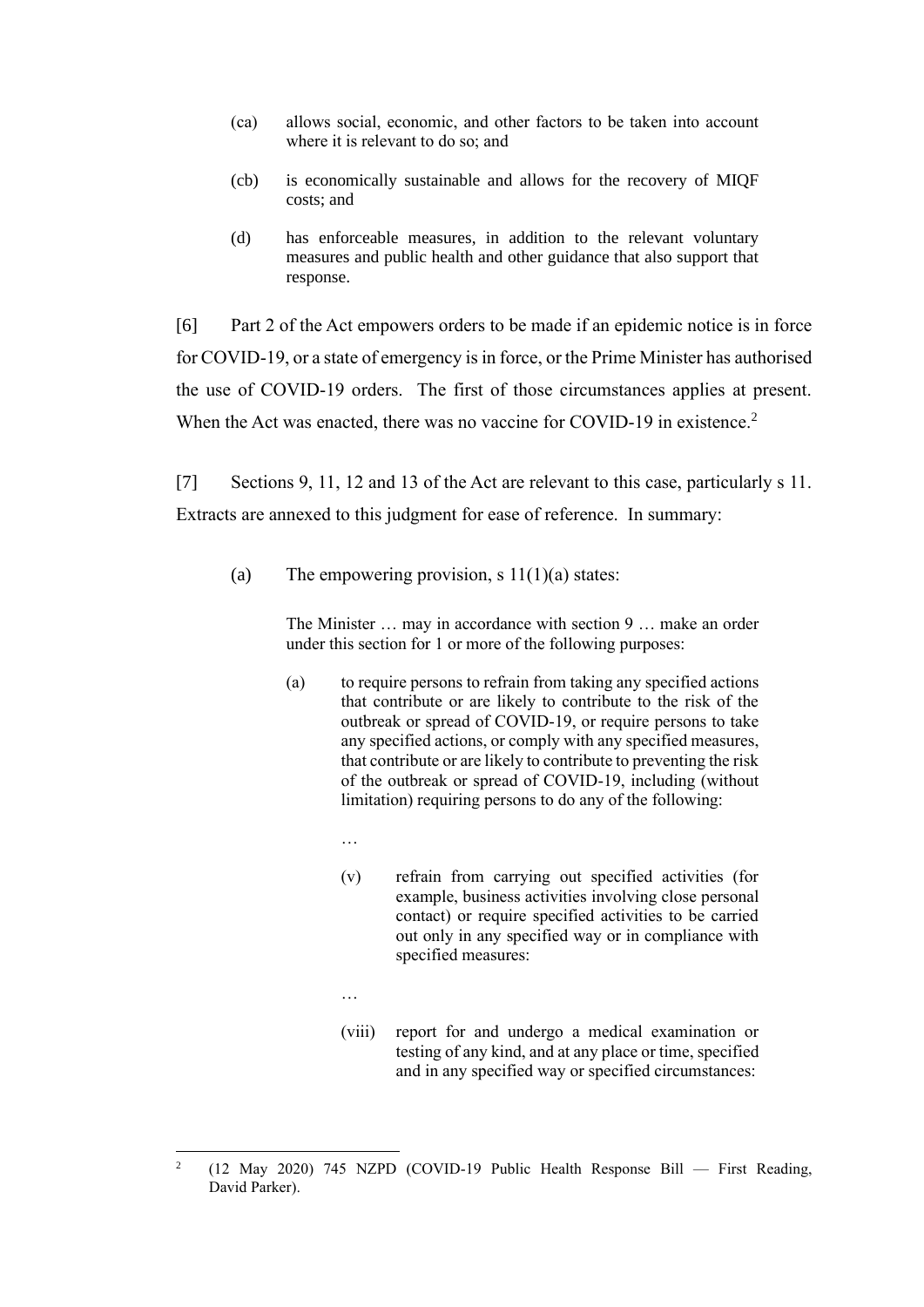(ca) allows social, economic, and other factors to be taken into account where it is relevant to do so; and

(cb) is economically sustainable and allows for the recovery of MIQF costs; and

(d) has enforceable measures, in addition to the relevant voluntary measures and public health and other guidance that also support that response.

[6] Part 2 of the Act empowers orders to be made if an epidemic notice is in force for COVID-19, or a state of emergency is in force, or the Prime Minister has authorised the use of COVID-19 orders. The first of those circumstances applies at present. When the Act was enacted, there was no vaccine for COVID-19 in existence.[2]

[7] Sections 9, 11, 12 and 13 of the Act are relevant to this case, particularly s 11. Extracts are annexed to this judgment for ease of reference. In summary:

(a) The empowering provision, s 11(1)(a) states:

> The Minister … may in accordance with section 9 … make an order under this section for 1 or more of the following purposes:
>
> (a) to require persons to refrain from taking any specified actions that contribute or are likely to contribute to the risk of the outbreak or spread of COVID-19, or require persons to take any specified actions, or comply with any specified measures, that contribute or are likely to contribute to preventing the risk of the outbreak or spread of COVID-19, including (without limitation) requiring persons to do any of the following:
>
> …
>
> (v) refrain from carrying out specified activities (for example, business activities involving close personal contact) or require specified activities to be carried out only in any specified way or in compliance with specified measures:
>
> …
>
> (viii) report for and undergo a medical examination or testing of any kind, and at any place or time, specified and in any specified way or specified circumstances:

[2] (12 May 2020) 745 NZPD (COVID-19 Public Health Response Bill — First Reading, David Parker).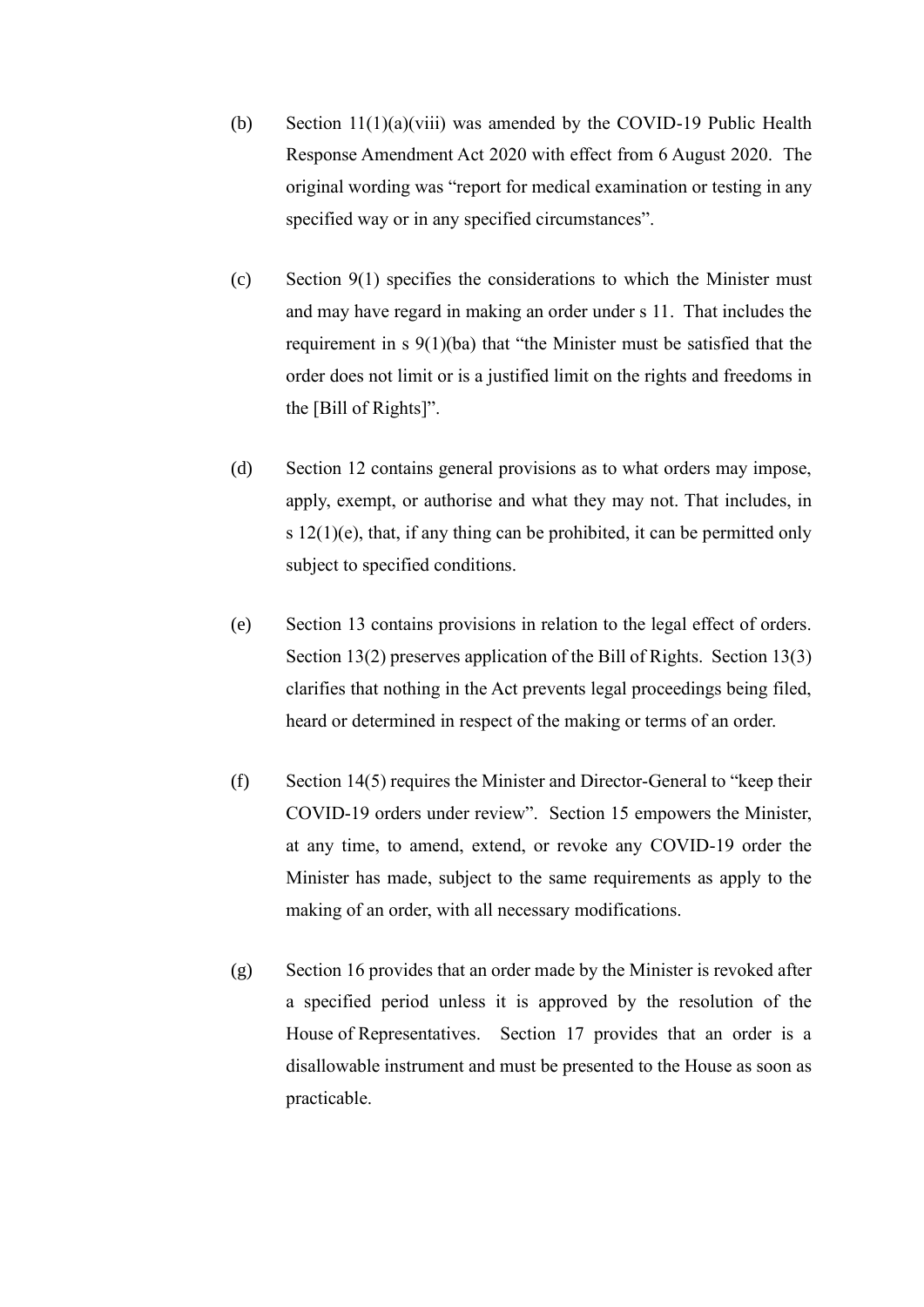(b) Section 11(1)(a)(viii) was amended by the COVID-19 Public Health Response Amendment Act 2020 with effect from 6 August 2020. The original wording was “report for medical examination or testing in any specified way or in any specified circumstances”.

(c) Section 9(1) specifies the considerations to which the Minister must and may have regard in making an order under s 11. That includes the requirement in s 9(1)(ba) that “the Minister must be satisfied that the order does not limit or is a justified limit on the rights and freedoms in the [Bill of Rights]”.

(d) Section 12 contains general provisions as to what orders may impose, apply, exempt, or authorise and what they may not. That includes, in s 12(1)(e), that, if any thing can be prohibited, it can be permitted only subject to specified conditions.

(e) Section 13 contains provisions in relation to the legal effect of orders. Section 13(2) preserves application of the Bill of Rights. Section 13(3) clarifies that nothing in the Act prevents legal proceedings being filed, heard or determined in respect of the making or terms of an order.

(f) Section 14(5) requires the Minister and Director-General to “keep their COVID-19 orders under review”. Section 15 empowers the Minister, at any time, to amend, extend, or revoke any COVID-19 order the Minister has made, subject to the same requirements as apply to the making of an order, with all necessary modifications.

(g) Section 16 provides that an order made by the Minister is revoked after a specified period unless it is approved by the resolution of the House of Representatives. Section 17 provides that an order is a disallowable instrument and must be presented to the House as soon as practicable.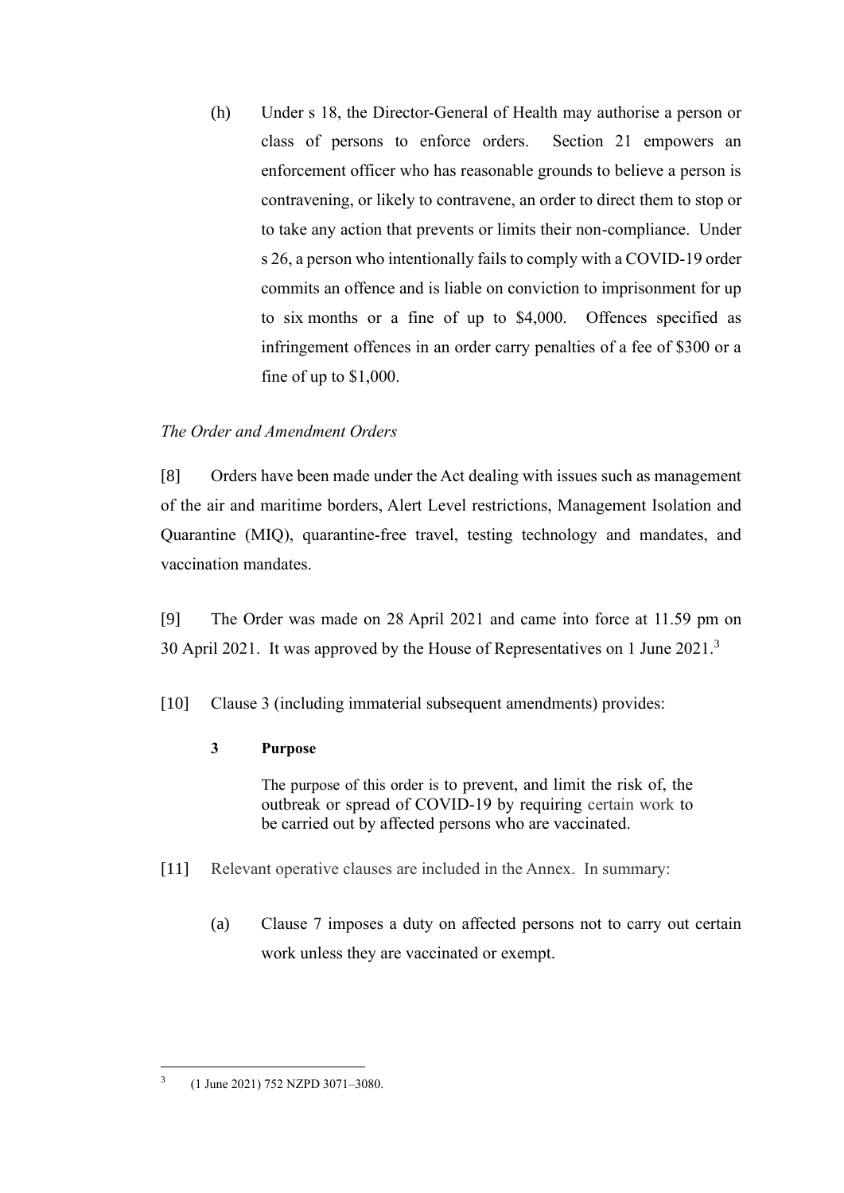(h) Under s 18, the Director-General of Health may authorise a person or class of persons to enforce orders. Section 21 empowers an enforcement officer who has reasonable grounds to believe a person is contravening, or likely to contravene, an order to direct them to stop or to take any action that prevents or limits their non-compliance. Under s 26, a person who intentionally fails to comply with a COVID-19 order commits an offence and is liable on conviction to imprisonment for up to six months or a fine of up to $4,000. Offences specified as infringement offences in an order carry penalties of a fee of $300 or a fine of up to $1,000.

*The Order and Amendment Orders*

[8] Orders have been made under the Act dealing with issues such as management of the air and maritime borders, Alert Level restrictions, Management Isolation and Quarantine (MIQ), quarantine-free travel, testing technology and mandates, and vaccination mandates.

[9] The Order was made on 28 April 2021 and came into force at 11.59 pm on 30 April 2021. It was approved by the House of Representatives on 1 June 2021.[3]

[10] Clause 3 (including immaterial subsequent amendments) provides:

> **3 Purpose**
>
> The purpose of this order is to prevent, and limit the risk of, the outbreak or spread of COVID-19 by requiring certain work to be carried out by affected persons who are vaccinated.

[11] Relevant operative clauses are included in the Annex. In summary:

(a) Clause 7 imposes a duty on affected persons not to carry out certain work unless they are vaccinated or exempt.

---

[3] (1 June 2021) 752 NZPD 3071–3080.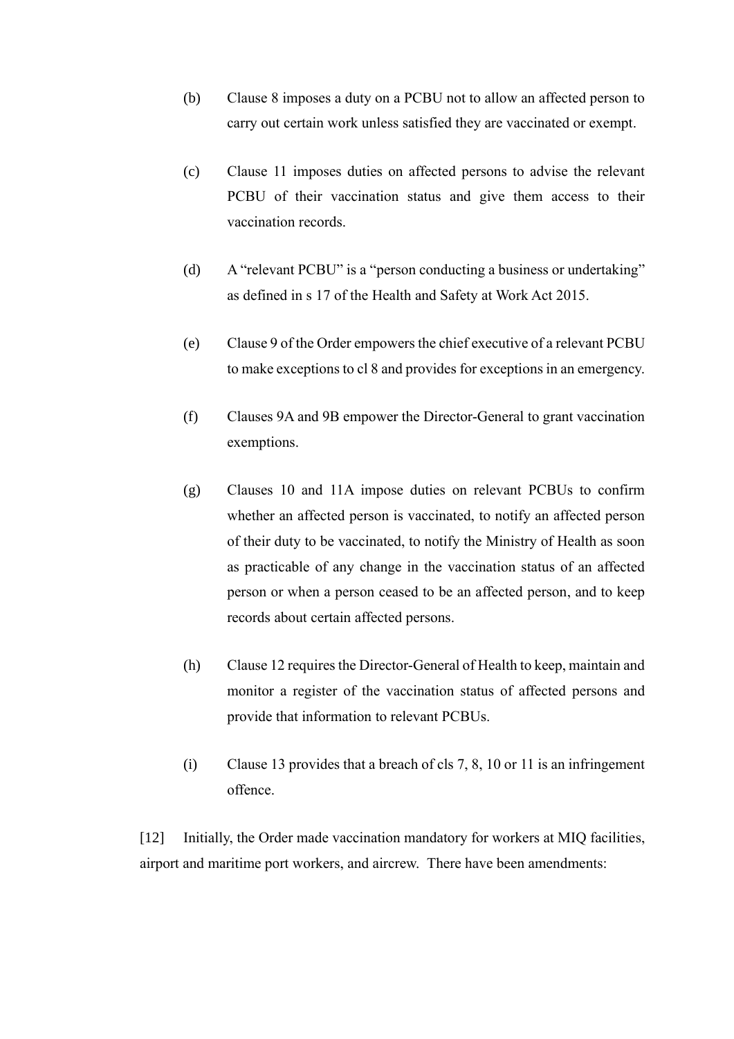(b) Clause 8 imposes a duty on a PCBU not to allow an affected person to carry out certain work unless satisfied they are vaccinated or exempt.

(c) Clause 11 imposes duties on affected persons to advise the relevant PCBU of their vaccination status and give them access to their vaccination records.

(d) A "relevant PCBU" is a "person conducting a business or undertaking" as defined in s 17 of the Health and Safety at Work Act 2015.

(e) Clause 9 of the Order empowers the chief executive of a relevant PCBU to make exceptions to cl 8 and provides for exceptions in an emergency.

(f) Clauses 9A and 9B empower the Director-General to grant vaccination exemptions.

(g) Clauses 10 and 11A impose duties on relevant PCBUs to confirm whether an affected person is vaccinated, to notify an affected person of their duty to be vaccinated, to notify the Ministry of Health as soon as practicable of any change in the vaccination status of an affected person or when a person ceased to be an affected person, and to keep records about certain affected persons.

(h) Clause 12 requires the Director-General of Health to keep, maintain and monitor a register of the vaccination status of affected persons and provide that information to relevant PCBUs.

(i) Clause 13 provides that a breach of cls 7, 8, 10 or 11 is an infringement offence.

[12] Initially, the Order made vaccination mandatory for workers at MIQ facilities, airport and maritime port workers, and aircrew. There have been amendments: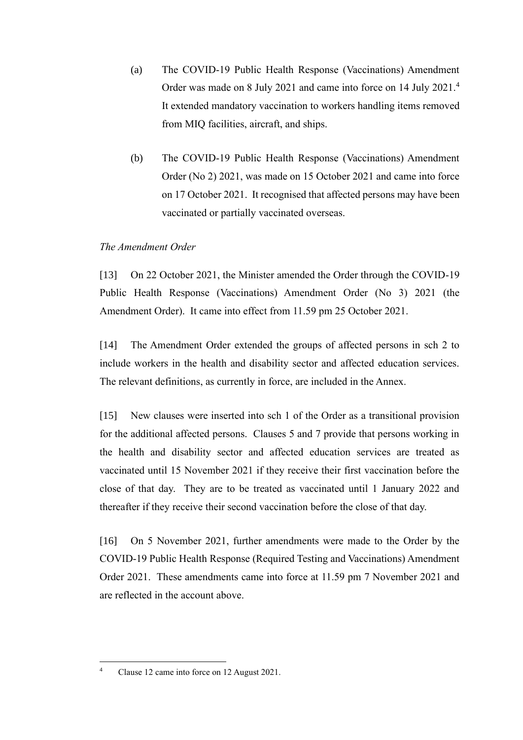(a) The COVID-19 Public Health Response (Vaccinations) Amendment Order was made on 8 July 2021 and came into force on 14 July 2021.[4] It extended mandatory vaccination to workers handling items removed from MIQ facilities, aircraft, and ships.

(b) The COVID-19 Public Health Response (Vaccinations) Amendment Order (No 2) 2021, was made on 15 October 2021 and came into force on 17 October 2021. It recognised that affected persons may have been vaccinated or partially vaccinated overseas.

*The Amendment Order*

[13] On 22 October 2021, the Minister amended the Order through the COVID-19 Public Health Response (Vaccinations) Amendment Order (No 3) 2021 (the Amendment Order). It came into effect from 11.59 pm 25 October 2021.

[14] The Amendment Order extended the groups of affected persons in sch 2 to include workers in the health and disability sector and affected education services. The relevant definitions, as currently in force, are included in the Annex.

[15] New clauses were inserted into sch 1 of the Order as a transitional provision for the additional affected persons. Clauses 5 and 7 provide that persons working in the health and disability sector and affected education services are treated as vaccinated until 15 November 2021 if they receive their first vaccination before the close of that day. They are to be treated as vaccinated until 1 January 2022 and thereafter if they receive their second vaccination before the close of that day.

[16] On 5 November 2021, further amendments were made to the Order by the COVID-19 Public Health Response (Required Testing and Vaccinations) Amendment Order 2021. These amendments came into force at 11.59 pm 7 November 2021 and are reflected in the account above.

---

[4] Clause 12 came into force on 12 August 2021.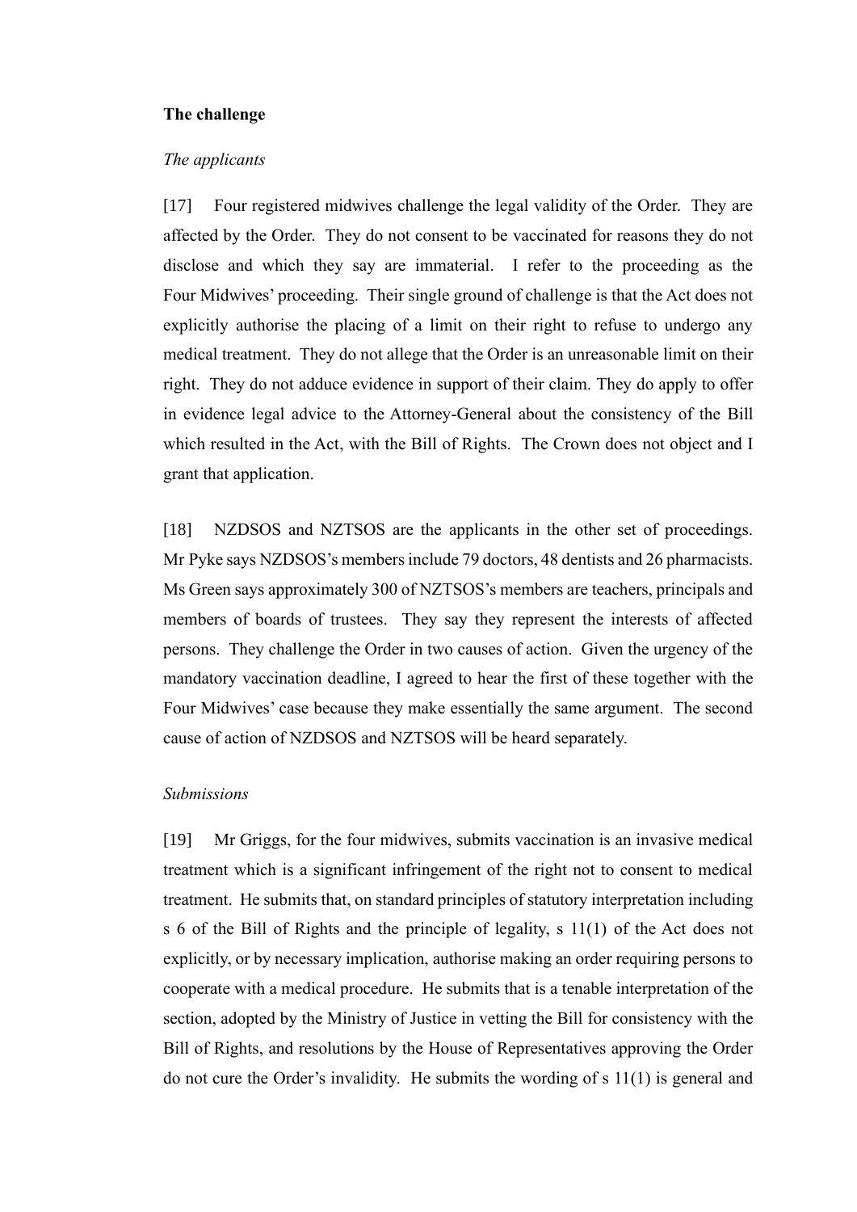**The challenge**

*The applicants*

[17] Four registered midwives challenge the legal validity of the Order. They are affected by the Order. They do not consent to be vaccinated for reasons they do not disclose and which they say are immaterial. I refer to the proceeding as the Four Midwives' proceeding. Their single ground of challenge is that the Act does not explicitly authorise the placing of a limit on their right to refuse to undergo any medical treatment. They do not allege that the Order is an unreasonable limit on their right. They do not adduce evidence in support of their claim. They do apply to offer in evidence legal advice to the Attorney-General about the consistency of the Bill which resulted in the Act, with the Bill of Rights. The Crown does not object and I grant that application.

[18] NZDSOS and NZTSOS are the applicants in the other set of proceedings. Mr Pyke says NZDSOS's members include 79 doctors, 48 dentists and 26 pharmacists. Ms Green says approximately 300 of NZTSOS's members are teachers, principals and members of boards of trustees. They say they represent the interests of affected persons. They challenge the Order in two causes of action. Given the urgency of the mandatory vaccination deadline, I agreed to hear the first of these together with the Four Midwives' case because they make essentially the same argument. The second cause of action of NZDSOS and NZTSOS will be heard separately.

*Submissions*

[19] Mr Griggs, for the four midwives, submits vaccination is an invasive medical treatment which is a significant infringement of the right not to consent to medical treatment. He submits that, on standard principles of statutory interpretation including s 6 of the Bill of Rights and the principle of legality, s 11(1) of the Act does not explicitly, or by necessary implication, authorise making an order requiring persons to cooperate with a medical procedure. He submits that is a tenable interpretation of the section, adopted by the Ministry of Justice in vetting the Bill for consistency with the Bill of Rights, and resolutions by the House of Representatives approving the Order do not cure the Order's invalidity. He submits the wording of s 11(1) is general and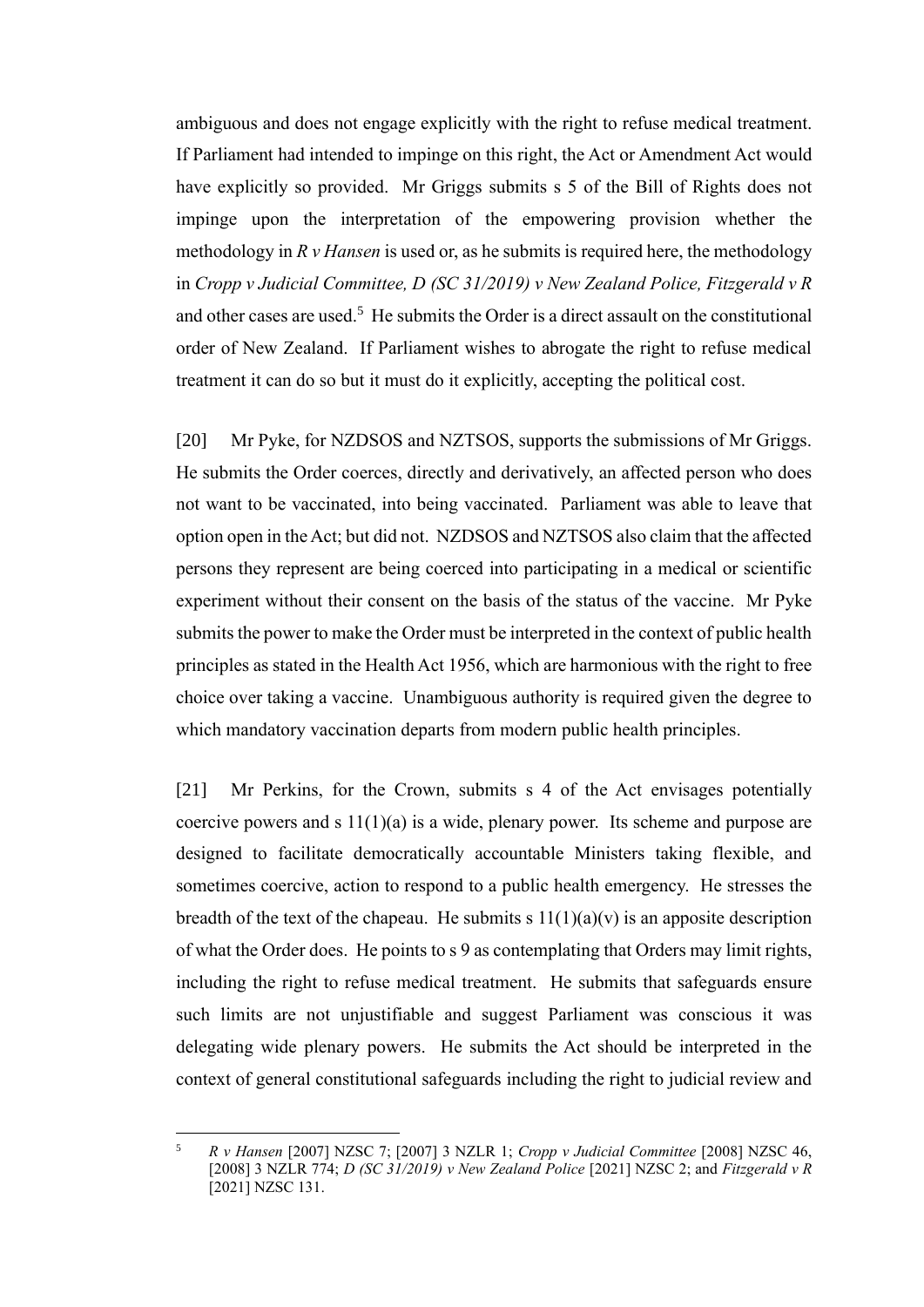ambiguous and does not engage explicitly with the right to refuse medical treatment. If Parliament had intended to impinge on this right, the Act or Amendment Act would have explicitly so provided. Mr Griggs submits s 5 of the Bill of Rights does not impinge upon the interpretation of the empowering provision whether the methodology in *R v Hansen* is used or, as he submits is required here, the methodology in *Cropp v Judicial Committee, D (SC 31/2019) v New Zealand Police, Fitzgerald v R* and other cases are used.[5] He submits the Order is a direct assault on the constitutional order of New Zealand. If Parliament wishes to abrogate the right to refuse medical treatment it can do so but it must do it explicitly, accepting the political cost.

[20] Mr Pyke, for NZDSOS and NZTSOS, supports the submissions of Mr Griggs. He submits the Order coerces, directly and derivatively, an affected person who does not want to be vaccinated, into being vaccinated. Parliament was able to leave that option open in the Act; but did not. NZDSOS and NZTSOS also claim that the affected persons they represent are being coerced into participating in a medical or scientific experiment without their consent on the basis of the status of the vaccine. Mr Pyke submits the power to make the Order must be interpreted in the context of public health principles as stated in the Health Act 1956, which are harmonious with the right to free choice over taking a vaccine. Unambiguous authority is required given the degree to which mandatory vaccination departs from modern public health principles.

[21] Mr Perkins, for the Crown, submits s 4 of the Act envisages potentially coercive powers and s 11(1)(a) is a wide, plenary power. Its scheme and purpose are designed to facilitate democratically accountable Ministers taking flexible, and sometimes coercive, action to respond to a public health emergency. He stresses the breadth of the text of the chapeau. He submits s 11(1)(a)(v) is an apposite description of what the Order does. He points to s 9 as contemplating that Orders may limit rights, including the right to refuse medical treatment. He submits that safeguards ensure such limits are not unjustifiable and suggest Parliament was conscious it was delegating wide plenary powers. He submits the Act should be interpreted in the context of general constitutional safeguards including the right to judicial review and

---

[5] *R v Hansen* [2007] NZSC 7; [2007] 3 NZLR 1; *Cropp v Judicial Committee* [2008] NZSC 46, [2008] 3 NZLR 774; *D (SC 31/2019) v New Zealand Police* [2021] NZSC 2; and *Fitzgerald v R* [2021] NZSC 131.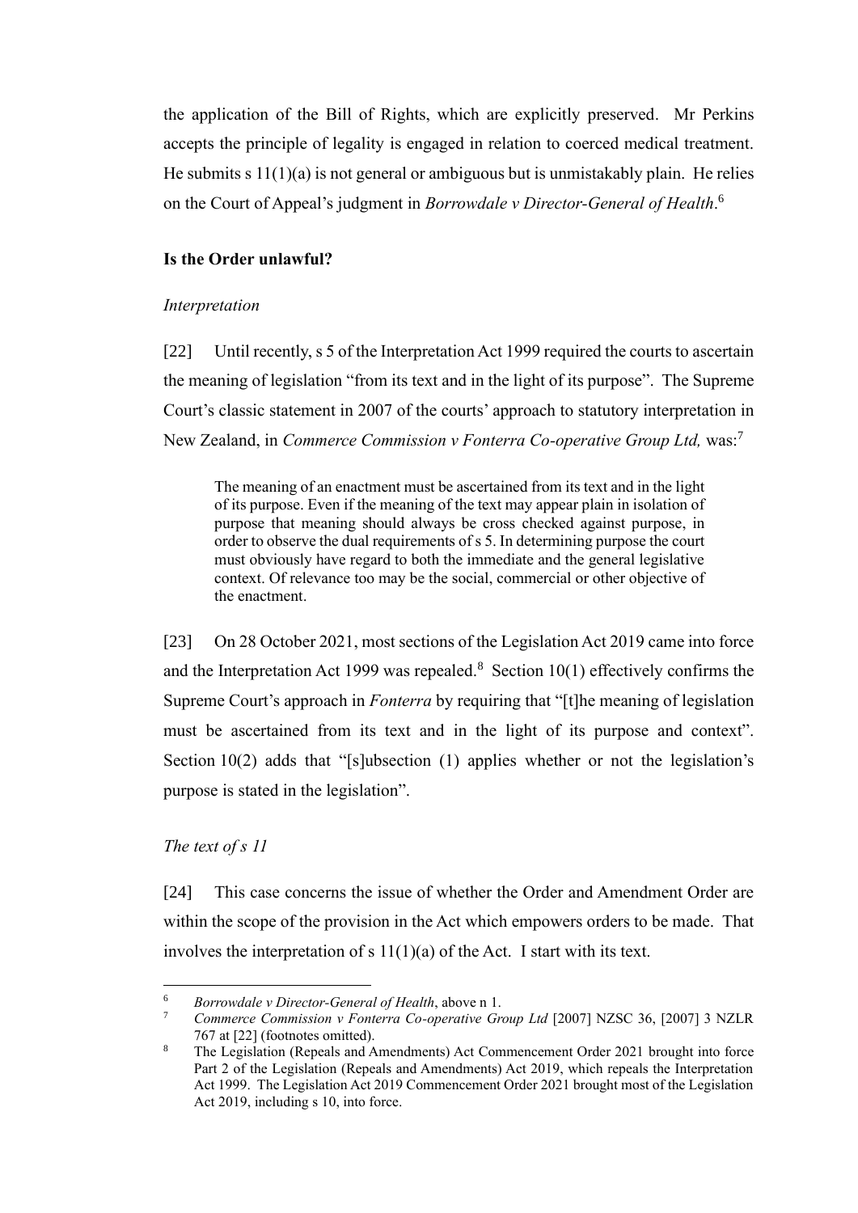the application of the Bill of Rights, which are explicitly preserved. Mr Perkins accepts the principle of legality is engaged in relation to coerced medical treatment. He submits s 11(1)(a) is not general or ambiguous but is unmistakably plain. He relies on the Court of Appeal's judgment in *Borrowdale v Director-General of Health*.[6]

## Is the Order unlawful?

### *Interpretation*

[22] Until recently, s 5 of the Interpretation Act 1999 required the courts to ascertain the meaning of legislation "from its text and in the light of its purpose". The Supreme Court's classic statement in 2007 of the courts' approach to statutory interpretation in New Zealand, in *Commerce Commission v Fonterra Co-operative Group Ltd,* was:[7]

> The meaning of an enactment must be ascertained from its text and in the light of its purpose. Even if the meaning of the text may appear plain in isolation of purpose that meaning should always be cross checked against purpose, in order to observe the dual requirements of s 5. In determining purpose the court must obviously have regard to both the immediate and the general legislative context. Of relevance too may be the social, commercial or other objective of the enactment.

[23] On 28 October 2021, most sections of the Legislation Act 2019 came into force and the Interpretation Act 1999 was repealed.[8] Section 10(1) effectively confirms the Supreme Court's approach in *Fonterra* by requiring that "[t]he meaning of legislation must be ascertained from its text and in the light of its purpose and context". Section 10(2) adds that "[s]ubsection (1) applies whether or not the legislation's purpose is stated in the legislation".

### *The text of s 11*

[24] This case concerns the issue of whether the Order and Amendment Order are within the scope of the provision in the Act which empowers orders to be made. That involves the interpretation of s 11(1)(a) of the Act. I start with its text.

---

[6] *Borrowdale v Director-General of Health*, above n 1.

[7] *Commerce Commission v Fonterra Co-operative Group Ltd* [2007] NZSC 36, [2007] 3 NZLR 767 at [22] (footnotes omitted).

[8] The Legislation (Repeals and Amendments) Act Commencement Order 2021 brought into force Part 2 of the Legislation (Repeals and Amendments) Act 2019, which repeals the Interpretation Act 1999. The Legislation Act 2019 Commencement Order 2021 brought most of the Legislation Act 2019, including s 10, into force.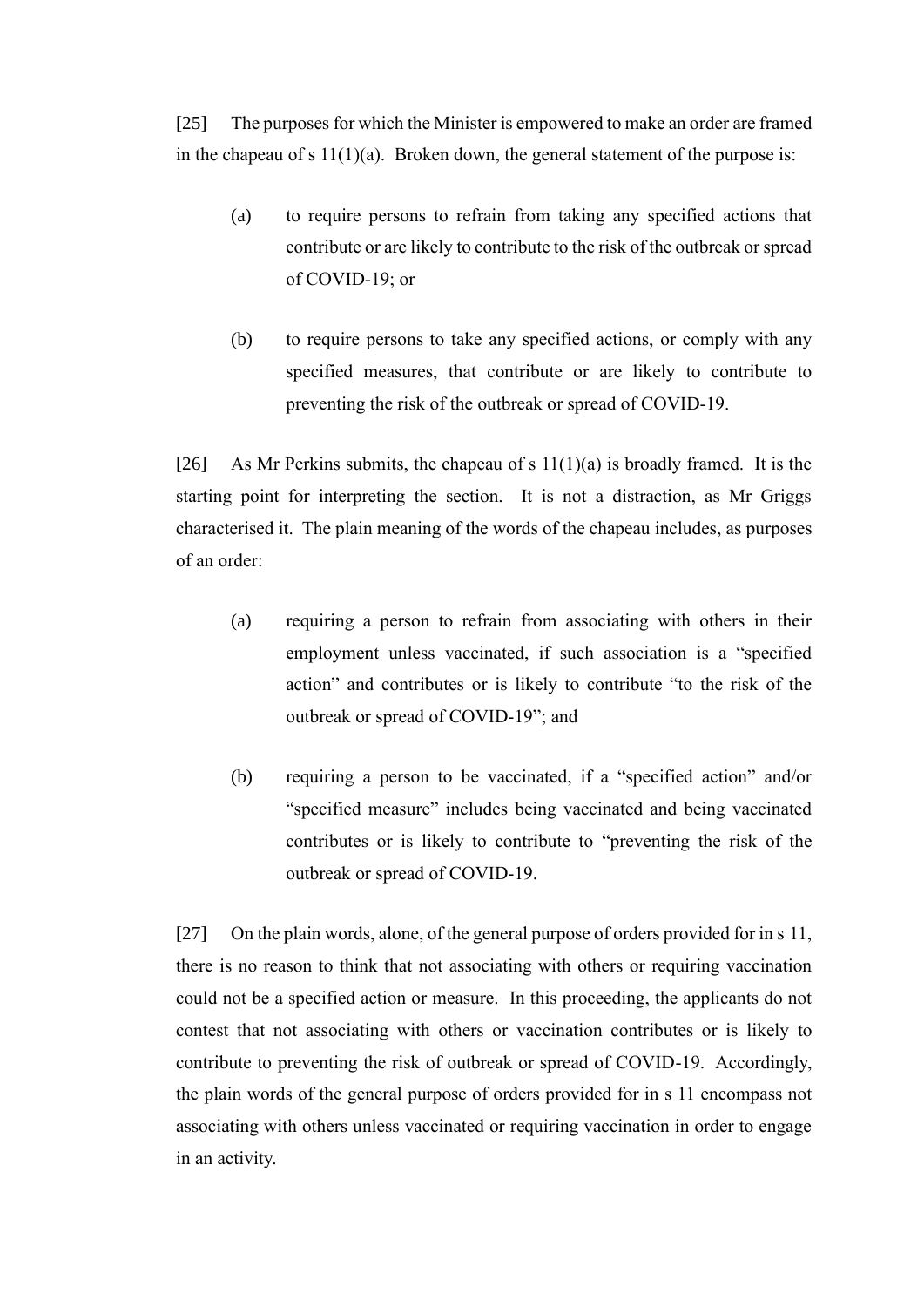[25] The purposes for which the Minister is empowered to make an order are framed in the chapeau of s 11(1)(a). Broken down, the general statement of the purpose is:

> (a) to require persons to refrain from taking any specified actions that contribute or are likely to contribute to the risk of the outbreak or spread of COVID-19; or
>
> (b) to require persons to take any specified actions, or comply with any specified measures, that contribute or are likely to contribute to preventing the risk of the outbreak or spread of COVID-19.

[26] As Mr Perkins submits, the chapeau of s 11(1)(a) is broadly framed. It is the starting point for interpreting the section. It is not a distraction, as Mr Griggs characterised it. The plain meaning of the words of the chapeau includes, as purposes of an order:

> (a) requiring a person to refrain from associating with others in their employment unless vaccinated, if such association is a "specified action" and contributes or is likely to contribute "to the risk of the outbreak or spread of COVID-19"; and
>
> (b) requiring a person to be vaccinated, if a "specified action" and/or "specified measure" includes being vaccinated and being vaccinated contributes or is likely to contribute to "preventing the risk of the outbreak or spread of COVID-19.

[27] On the plain words, alone, of the general purpose of orders provided for in s 11, there is no reason to think that not associating with others or requiring vaccination could not be a specified action or measure. In this proceeding, the applicants do not contest that not associating with others or vaccination contributes or is likely to contribute to preventing the risk of outbreak or spread of COVID-19. Accordingly, the plain words of the general purpose of orders provided for in s 11 encompass not associating with others unless vaccinated or requiring vaccination in order to engage in an activity.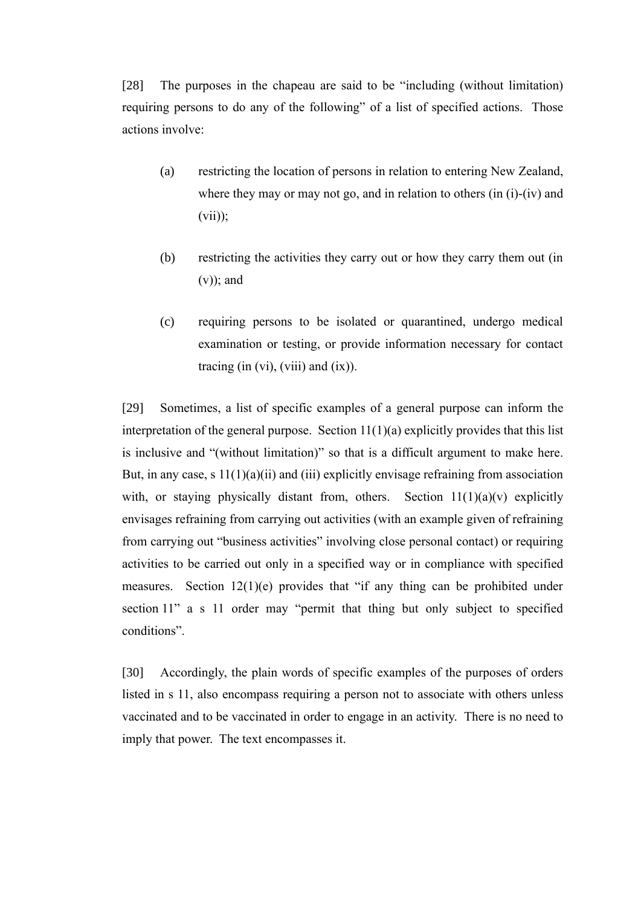[28] The purposes in the chapeau are said to be "including (without limitation) requiring persons to do any of the following" of a list of specified actions. Those actions involve:

(a) restricting the location of persons in relation to entering New Zealand, where they may or may not go, and in relation to others (in (i)-(iv) and (vii));

(b) restricting the activities they carry out or how they carry them out (in (v)); and

(c) requiring persons to be isolated or quarantined, undergo medical examination or testing, or provide information necessary for contact tracing (in (vi), (viii) and (ix)).

[29] Sometimes, a list of specific examples of a general purpose can inform the interpretation of the general purpose. Section 11(1)(a) explicitly provides that this list is inclusive and "(without limitation)" so that is a difficult argument to make here. But, in any case, s 11(1)(a)(ii) and (iii) explicitly envisage refraining from association with, or staying physically distant from, others. Section 11(1)(a)(v) explicitly envisages refraining from carrying out activities (with an example given of refraining from carrying out "business activities" involving close personal contact) or requiring activities to be carried out only in a specified way or in compliance with specified measures. Section 12(1)(e) provides that "if any thing can be prohibited under section 11" a s 11 order may "permit that thing but only subject to specified conditions".

[30] Accordingly, the plain words of specific examples of the purposes of orders listed in s 11, also encompass requiring a person not to associate with others unless vaccinated and to be vaccinated in order to engage in an activity. There is no need to imply that power. The text encompasses it.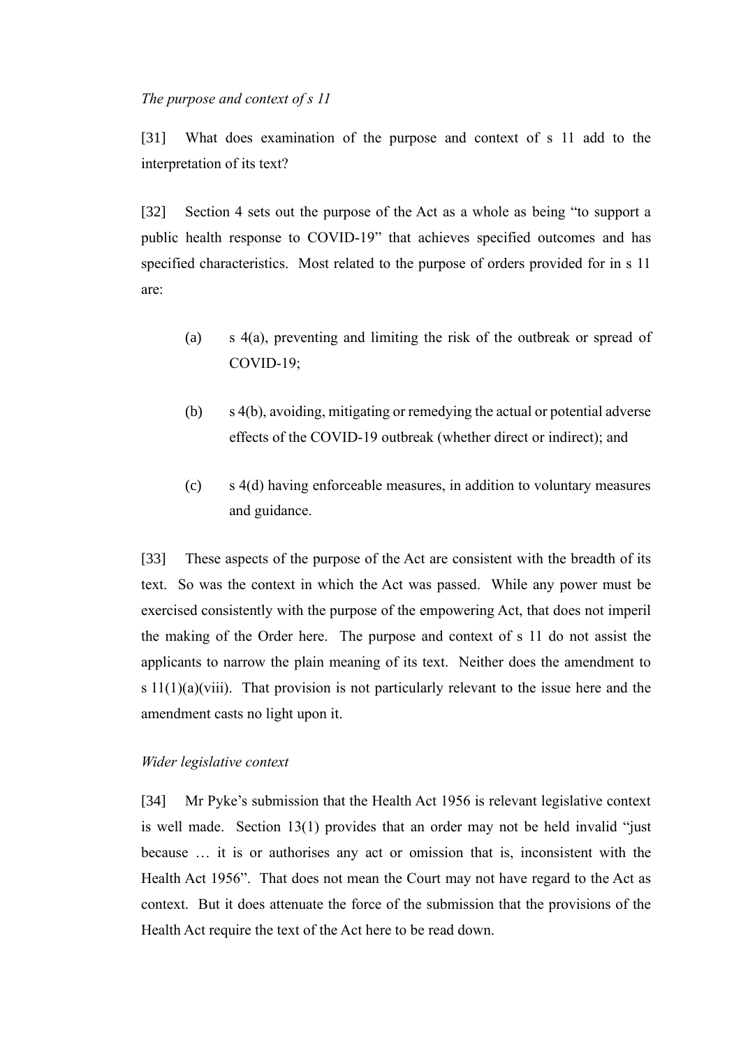*The purpose and context of s 11*

[31] What does examination of the purpose and context of s 11 add to the interpretation of its text?

[32] Section 4 sets out the purpose of the Act as a whole as being "to support a public health response to COVID-19" that achieves specified outcomes and has specified characteristics. Most related to the purpose of orders provided for in s 11 are:

(a) s 4(a), preventing and limiting the risk of the outbreak or spread of COVID-19;

(b) s 4(b), avoiding, mitigating or remedying the actual or potential adverse effects of the COVID-19 outbreak (whether direct or indirect); and

(c) s 4(d) having enforceable measures, in addition to voluntary measures and guidance.

[33] These aspects of the purpose of the Act are consistent with the breadth of its text. So was the context in which the Act was passed. While any power must be exercised consistently with the purpose of the empowering Act, that does not imperil the making of the Order here. The purpose and context of s 11 do not assist the applicants to narrow the plain meaning of its text. Neither does the amendment to s 11(1)(a)(viii). That provision is not particularly relevant to the issue here and the amendment casts no light upon it.

*Wider legislative context*

[34] Mr Pyke's submission that the Health Act 1956 is relevant legislative context is well made. Section 13(1) provides that an order may not be held invalid "just because … it is or authorises any act or omission that is, inconsistent with the Health Act 1956". That does not mean the Court may not have regard to the Act as context. But it does attenuate the force of the submission that the provisions of the Health Act require the text of the Act here to be read down.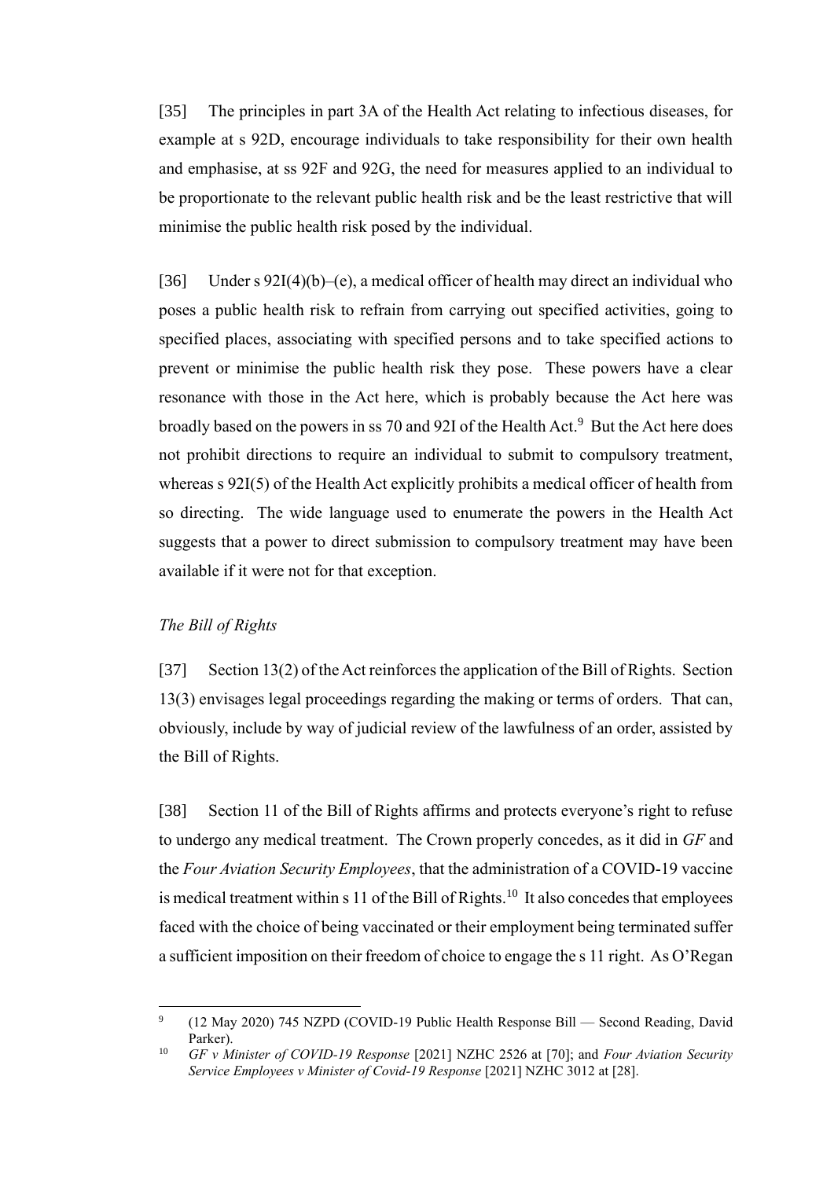[35] The principles in part 3A of the Health Act relating to infectious diseases, for example at s 92D, encourage individuals to take responsibility for their own health and emphasise, at ss 92F and 92G, the need for measures applied to an individual to be proportionate to the relevant public health risk and be the least restrictive that will minimise the public health risk posed by the individual.

[36] Under s 92I(4)(b)–(e), a medical officer of health may direct an individual who poses a public health risk to refrain from carrying out specified activities, going to specified places, associating with specified persons and to take specified actions to prevent or minimise the public health risk they pose. These powers have a clear resonance with those in the Act here, which is probably because the Act here was broadly based on the powers in ss 70 and 92I of the Health Act.[9] But the Act here does not prohibit directions to require an individual to submit to compulsory treatment, whereas s 92I(5) of the Health Act explicitly prohibits a medical officer of health from so directing. The wide language used to enumerate the powers in the Health Act suggests that a power to direct submission to compulsory treatment may have been available if it were not for that exception.

*The Bill of Rights*

[37] Section 13(2) of the Act reinforces the application of the Bill of Rights. Section 13(3) envisages legal proceedings regarding the making or terms of orders. That can, obviously, include by way of judicial review of the lawfulness of an order, assisted by the Bill of Rights.

[38] Section 11 of the Bill of Rights affirms and protects everyone's right to refuse to undergo any medical treatment. The Crown properly concedes, as it did in *GF* and the *Four Aviation Security Employees*, that the administration of a COVID-19 vaccine is medical treatment within s 11 of the Bill of Rights.[10] It also concedes that employees faced with the choice of being vaccinated or their employment being terminated suffer a sufficient imposition on their freedom of choice to engage the s 11 right. As O'Regan

---

[9] (12 May 2020) 745 NZPD (COVID-19 Public Health Response Bill — Second Reading, David Parker).

[10] *GF v Minister of COVID-19 Response* [2021] NZHC 2526 at [70]; and *Four Aviation Security Service Employees v Minister of Covid-19 Response* [2021] NZHC 3012 at [28].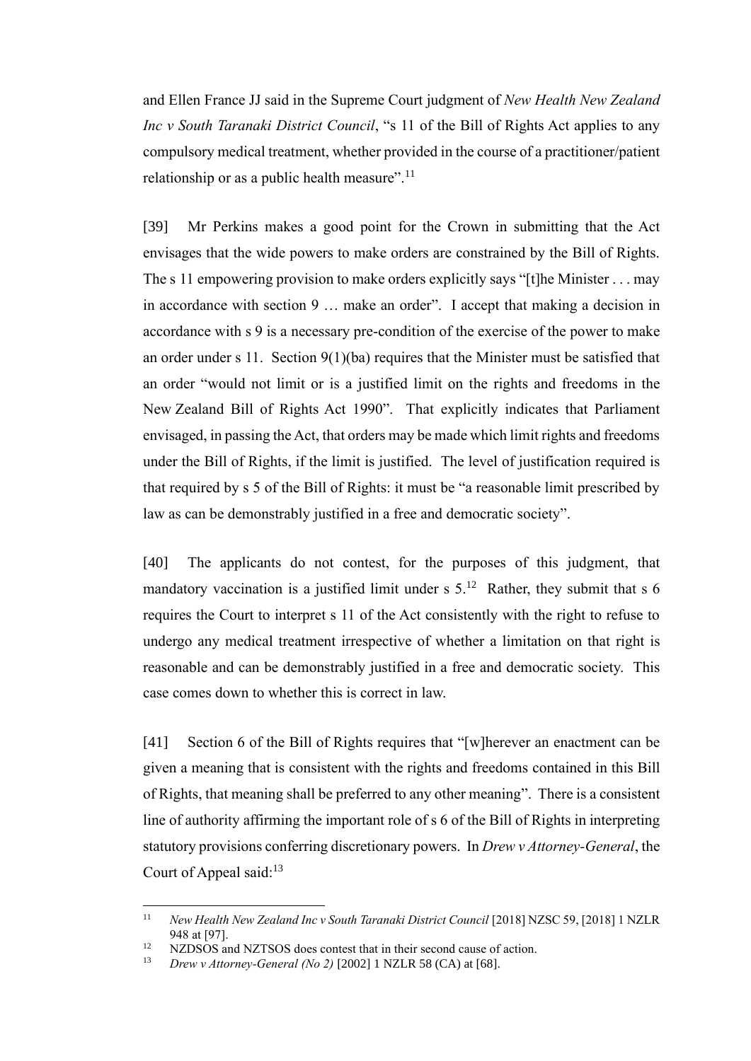and Ellen France JJ said in the Supreme Court judgment of *New Health New Zealand Inc v South Taranaki District Council*, "s 11 of the Bill of Rights Act applies to any compulsory medical treatment, whether provided in the course of a practitioner/patient relationship or as a public health measure".[11]

[39] Mr Perkins makes a good point for the Crown in submitting that the Act envisages that the wide powers to make orders are constrained by the Bill of Rights. The s 11 empowering provision to make orders explicitly says "[t]he Minister . . . may in accordance with section 9 … make an order". I accept that making a decision in accordance with s 9 is a necessary pre-condition of the exercise of the power to make an order under s 11. Section 9(1)(ba) requires that the Minister must be satisfied that an order "would not limit or is a justified limit on the rights and freedoms in the New Zealand Bill of Rights Act 1990". That explicitly indicates that Parliament envisaged, in passing the Act, that orders may be made which limit rights and freedoms under the Bill of Rights, if the limit is justified. The level of justification required is that required by s 5 of the Bill of Rights: it must be "a reasonable limit prescribed by law as can be demonstrably justified in a free and democratic society".

[40] The applicants do not contest, for the purposes of this judgment, that mandatory vaccination is a justified limit under s 5.[12] Rather, they submit that s 6 requires the Court to interpret s 11 of the Act consistently with the right to refuse to undergo any medical treatment irrespective of whether a limitation on that right is reasonable and can be demonstrably justified in a free and democratic society. This case comes down to whether this is correct in law.

[41] Section 6 of the Bill of Rights requires that "[w]herever an enactment can be given a meaning that is consistent with the rights and freedoms contained in this Bill of Rights, that meaning shall be preferred to any other meaning". There is a consistent line of authority affirming the important role of s 6 of the Bill of Rights in interpreting statutory provisions conferring discretionary powers. In *Drew v Attorney-General*, the Court of Appeal said:[13]

---

[11] *New Health New Zealand Inc v South Taranaki District Council* [2018] NZSC 59, [2018] 1 NZLR 948 at [97].

[12] NZDSOS and NZTSOS does contest that in their second cause of action.

[13] *Drew v Attorney-General (No 2)* [2002] 1 NZLR 58 (CA) at [68].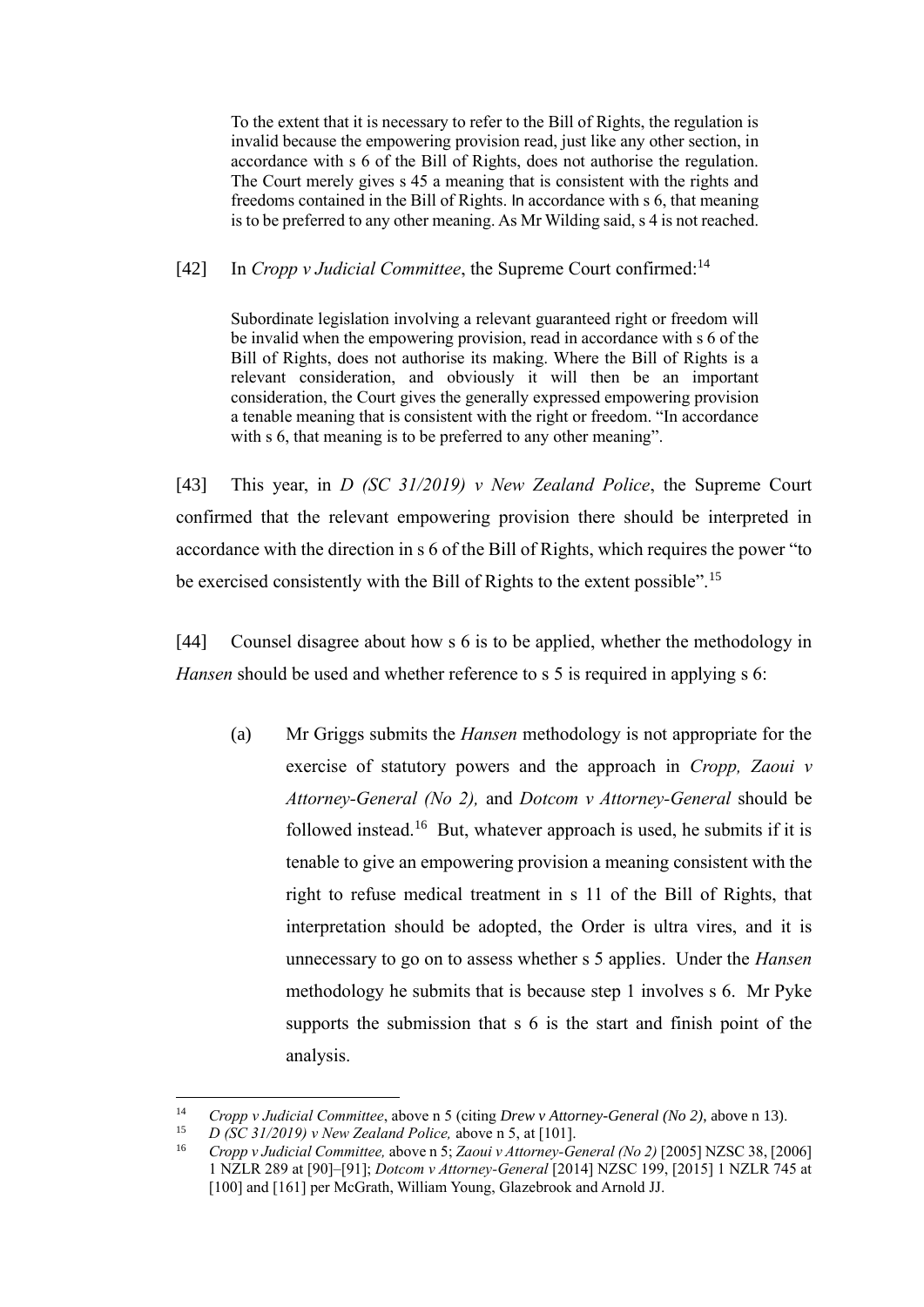> To the extent that it is necessary to refer to the Bill of Rights, the regulation is invalid because the empowering provision read, just like any other section, in accordance with s 6 of the Bill of Rights, does not authorise the regulation. The Court merely gives s 45 a meaning that is consistent with the rights and freedoms contained in the Bill of Rights. In accordance with s 6, that meaning is to be preferred to any other meaning. As Mr Wilding said, s 4 is not reached.

[42] In *Cropp v Judicial Committee*, the Supreme Court confirmed:[14]

> Subordinate legislation involving a relevant guaranteed right or freedom will be invalid when the empowering provision, read in accordance with s 6 of the Bill of Rights, does not authorise its making. Where the Bill of Rights is a relevant consideration, and obviously it will then be an important consideration, the Court gives the generally expressed empowering provision a tenable meaning that is consistent with the right or freedom. "In accordance with s 6, that meaning is to be preferred to any other meaning".

[43] This year, in *D (SC 31/2019) v New Zealand Police*, the Supreme Court confirmed that the relevant empowering provision there should be interpreted in accordance with the direction in s 6 of the Bill of Rights, which requires the power "to be exercised consistently with the Bill of Rights to the extent possible".[15]

[44] Counsel disagree about how s 6 is to be applied, whether the methodology in *Hansen* should be used and whether reference to s 5 is required in applying s 6:

(a) Mr Griggs submits the *Hansen* methodology is not appropriate for the exercise of statutory powers and the approach in *Cropp, Zaoui v Attorney-General (No 2),* and *Dotcom v Attorney-General* should be followed instead.[16] But, whatever approach is used, he submits if it is tenable to give an empowering provision a meaning consistent with the right to refuse medical treatment in s 11 of the Bill of Rights, that interpretation should be adopted, the Order is ultra vires, and it is unnecessary to go on to assess whether s 5 applies. Under the *Hansen* methodology he submits that is because step 1 involves s 6. Mr Pyke supports the submission that s 6 is the start and finish point of the analysis.

---

[14] *Cropp v Judicial Committee*, above n 5 (citing *Drew v Attorney-General (No 2)*, above n 13).

[15] *D (SC 31/2019) v New Zealand Police,* above n 5, at [101].

[16] *Cropp v Judicial Committee,* above n 5; *Zaoui v Attorney-General (No 2)* [2005] NZSC 38, [2006] 1 NZLR 289 at [90]–[91]; *Dotcom v Attorney-General* [2014] NZSC 199, [2015] 1 NZLR 745 at [100] and [161] per McGrath, William Young, Glazebrook and Arnold JJ.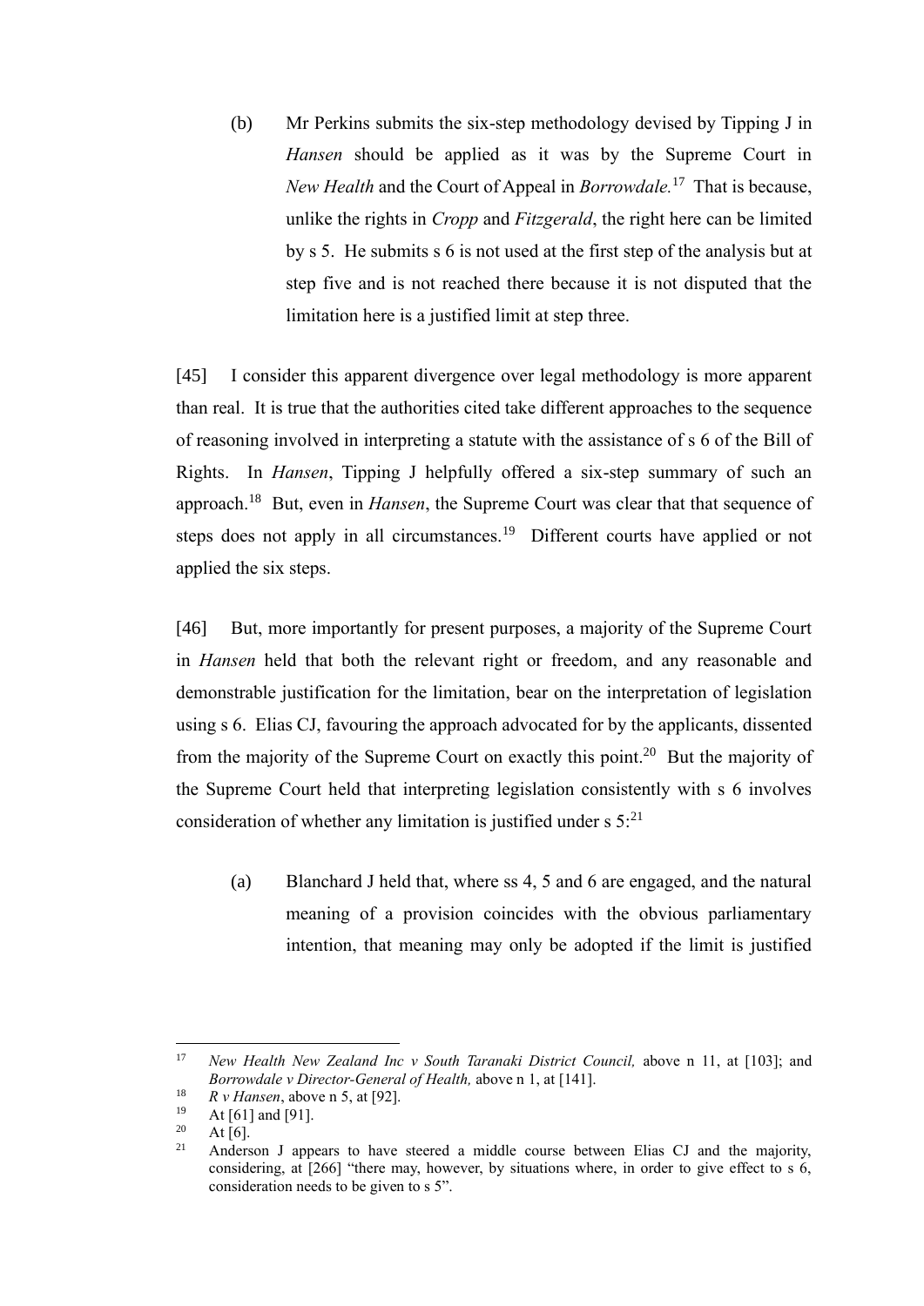(b) Mr Perkins submits the six-step methodology devised by Tipping J in *Hansen* should be applied as it was by the Supreme Court in *New Health* and the Court of Appeal in *Borrowdale.*[17] That is because, unlike the rights in *Cropp* and *Fitzgerald*, the right here can be limited by s 5. He submits s 6 is not used at the first step of the analysis but at step five and is not reached there because it is not disputed that the limitation here is a justified limit at step three.

[45] I consider this apparent divergence over legal methodology is more apparent than real. It is true that the authorities cited take different approaches to the sequence of reasoning involved in interpreting a statute with the assistance of s 6 of the Bill of Rights. In *Hansen*, Tipping J helpfully offered a six-step summary of such an approach.[18] But, even in *Hansen*, the Supreme Court was clear that that sequence of steps does not apply in all circumstances.[19] Different courts have applied or not applied the six steps.

[46] But, more importantly for present purposes, a majority of the Supreme Court in *Hansen* held that both the relevant right or freedom, and any reasonable and demonstrable justification for the limitation, bear on the interpretation of legislation using s 6. Elias CJ, favouring the approach advocated for by the applicants, dissented from the majority of the Supreme Court on exactly this point.[20] But the majority of the Supreme Court held that interpreting legislation consistently with s 6 involves consideration of whether any limitation is justified under s 5:[21]

(a) Blanchard J held that, where ss 4, 5 and 6 are engaged, and the natural meaning of a provision coincides with the obvious parliamentary intention, that meaning may only be adopted if the limit is justified

---

[17] *New Health New Zealand Inc v South Taranaki District Council,* above n 11, at [103]; and *Borrowdale v Director-General of Health,* above n 1, at [141].

[18] *R v Hansen*, above n 5, at [92].

[19] At [61] and [91].

[20] At [6].

[21] Anderson J appears to have steered a middle course between Elias CJ and the majority, considering, at [266] "there may, however, by situations where, in order to give effect to s 6, consideration needs to be given to s 5".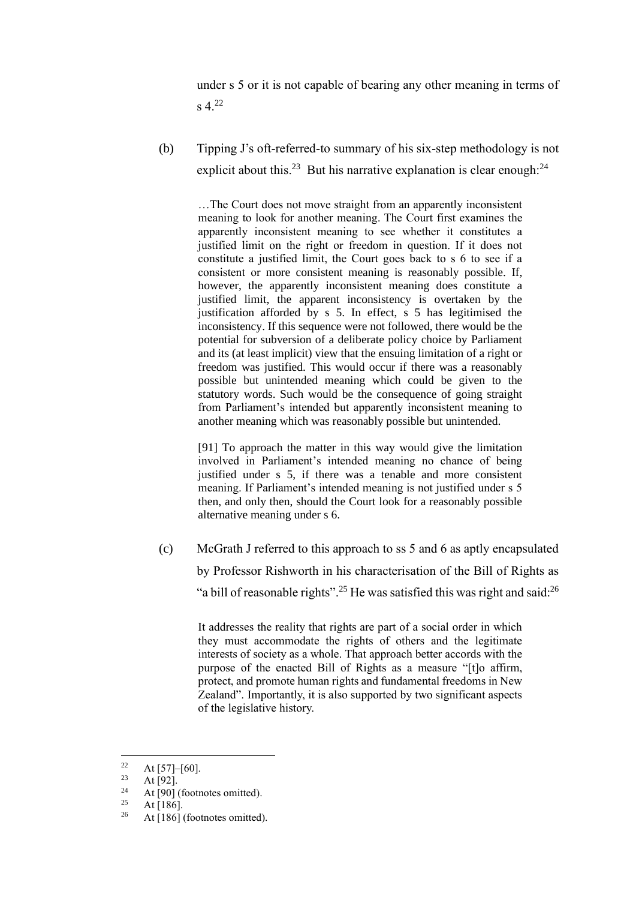under s 5 or it is not capable of bearing any other meaning in terms of s 4.[22]

(b) Tipping J's oft-referred-to summary of his six-step methodology is not explicit about this.[23] But his narrative explanation is clear enough:[24]

> …The Court does not move straight from an apparently inconsistent meaning to look for another meaning. The Court first examines the apparently inconsistent meaning to see whether it constitutes a justified limit on the right or freedom in question. If it does not constitute a justified limit, the Court goes back to s 6 to see if a consistent or more consistent meaning is reasonably possible. If, however, the apparently inconsistent meaning does constitute a justified limit, the apparent inconsistency is overtaken by the justification afforded by s 5. In effect, s 5 has legitimised the inconsistency. If this sequence were not followed, there would be the potential for subversion of a deliberate policy choice by Parliament and its (at least implicit) view that the ensuing limitation of a right or freedom was justified. This would occur if there was a reasonably possible but unintended meaning which could be given to the statutory words. Such would be the consequence of going straight from Parliament's intended but apparently inconsistent meaning to another meaning which was reasonably possible but unintended.
>
> [91] To approach the matter in this way would give the limitation involved in Parliament's intended meaning no chance of being justified under s 5, if there was a tenable and more consistent meaning. If Parliament's intended meaning is not justified under s 5 then, and only then, should the Court look for a reasonably possible alternative meaning under s 6.

(c) McGrath J referred to this approach to ss 5 and 6 as aptly encapsulated by Professor Rishworth in his characterisation of the Bill of Rights as "a bill of reasonable rights".[25] He was satisfied this was right and said:[26]

> It addresses the reality that rights are part of a social order in which they must accommodate the rights of others and the legitimate interests of society as a whole. That approach better accords with the purpose of the enacted Bill of Rights as a measure "[t]o affirm, protect, and promote human rights and fundamental freedoms in New Zealand". Importantly, it is also supported by two significant aspects of the legislative history.

---

[22] At [57]–[60].

[23] At [92].

[24] At [90] (footnotes omitted).

[25] At [186].

[26] At [186] (footnotes omitted).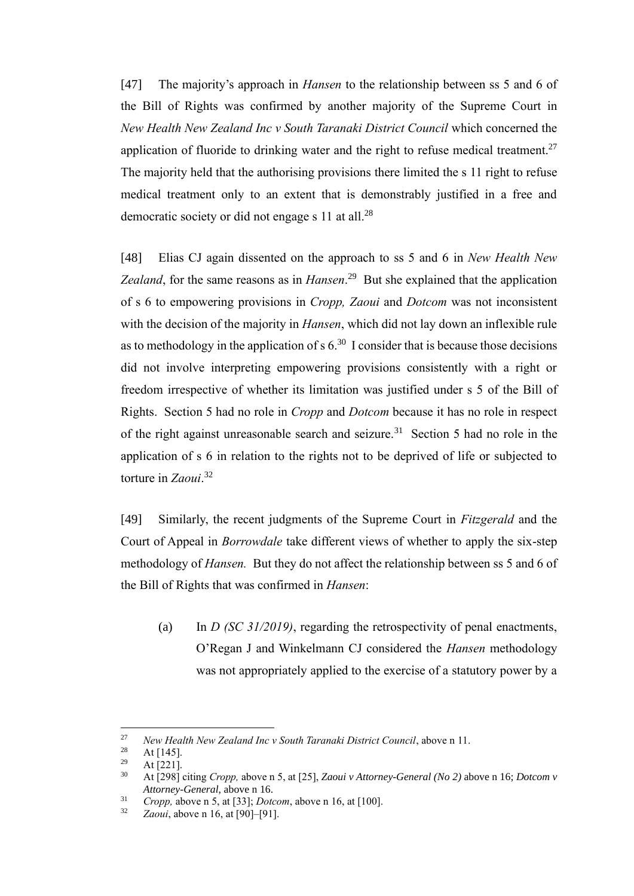[47] The majority's approach in *Hansen* to the relationship between ss 5 and 6 of the Bill of Rights was confirmed by another majority of the Supreme Court in *New Health New Zealand Inc v South Taranaki District Council* which concerned the application of fluoride to drinking water and the right to refuse medical treatment.[27] The majority held that the authorising provisions there limited the s 11 right to refuse medical treatment only to an extent that is demonstrably justified in a free and democratic society or did not engage s 11 at all.[28]

[48] Elias CJ again dissented on the approach to ss 5 and 6 in *New Health New Zealand*, for the same reasons as in *Hansen*.[29] But she explained that the application of s 6 to empowering provisions in *Cropp, Zaoui* and *Dotcom* was not inconsistent with the decision of the majority in *Hansen*, which did not lay down an inflexible rule as to methodology in the application of s 6.[30] I consider that is because those decisions did not involve interpreting empowering provisions consistently with a right or freedom irrespective of whether its limitation was justified under s 5 of the Bill of Rights. Section 5 had no role in *Cropp* and *Dotcom* because it has no role in respect of the right against unreasonable search and seizure.[31] Section 5 had no role in the application of s 6 in relation to the rights not to be deprived of life or subjected to torture in *Zaoui*.[32]

[49] Similarly, the recent judgments of the Supreme Court in *Fitzgerald* and the Court of Appeal in *Borrowdale* take different views of whether to apply the six-step methodology of *Hansen.* But they do not affect the relationship between ss 5 and 6 of the Bill of Rights that was confirmed in *Hansen*:

(a) In *D (SC 31/2019)*, regarding the retrospectivity of penal enactments, O'Regan J and Winkelmann CJ considered the *Hansen* methodology was not appropriately applied to the exercise of a statutory power by a

---

[27] *New Health New Zealand Inc v South Taranaki District Council*, above n 11.

[28] At [145].

[29] At [221].

[30] At [298] citing *Cropp,* above n 5, at [25], *Zaoui v Attorney-General (No 2)* above n 16; *Dotcom v Attorney-General,* above n 16.

[31] *Cropp,* above n 5, at [33]; *Dotcom*, above n 16, at [100].

[32] *Zaoui*, above n 16, at [90]–[91].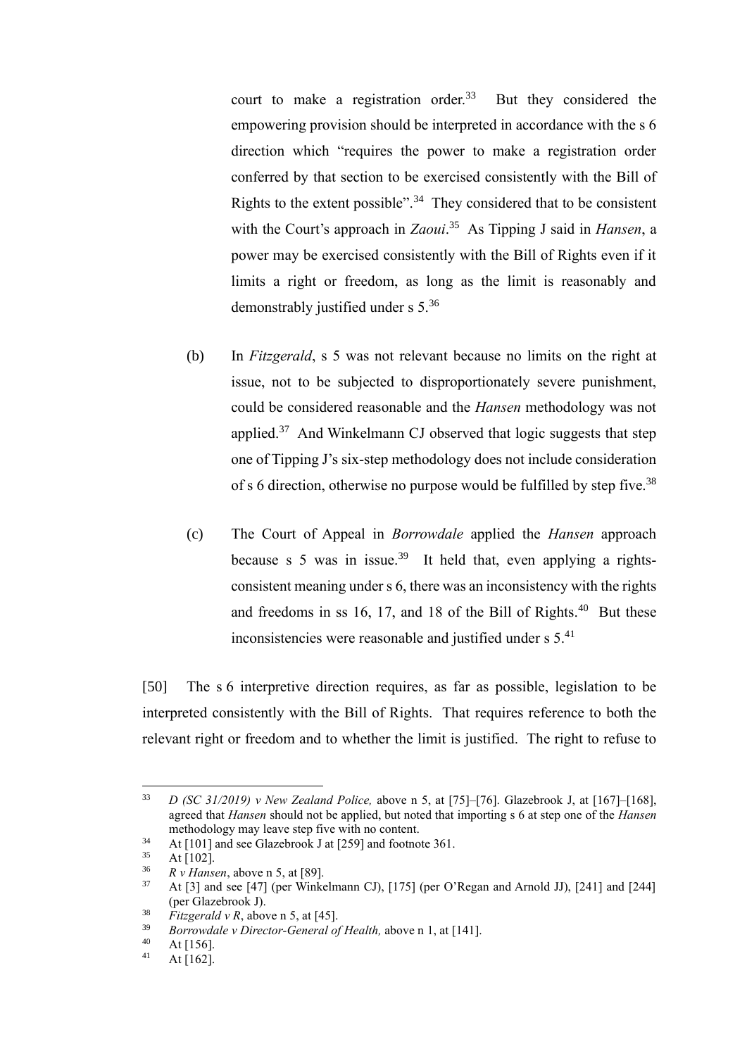court to make a registration order.[33] But they considered the empowering provision should be interpreted in accordance with the s 6 direction which "requires the power to make a registration order conferred by that section to be exercised consistently with the Bill of Rights to the extent possible".[34] They considered that to be consistent with the Court's approach in *Zaoui*.[35] As Tipping J said in *Hansen*, a power may be exercised consistently with the Bill of Rights even if it limits a right or freedom, as long as the limit is reasonably and demonstrably justified under s 5.[36]

(b) In *Fitzgerald*, s 5 was not relevant because no limits on the right at issue, not to be subjected to disproportionately severe punishment, could be considered reasonable and the *Hansen* methodology was not applied.[37] And Winkelmann CJ observed that logic suggests that step one of Tipping J's six-step methodology does not include consideration of s 6 direction, otherwise no purpose would be fulfilled by step five.[38]

(c) The Court of Appeal in *Borrowdale* applied the *Hansen* approach because s 5 was in issue.[39] It held that, even applying a rights-consistent meaning under s 6, there was an inconsistency with the rights and freedoms in ss 16, 17, and 18 of the Bill of Rights.[40] But these inconsistencies were reasonable and justified under s 5.[41]

[50] The s 6 interpretive direction requires, as far as possible, legislation to be interpreted consistently with the Bill of Rights. That requires reference to both the relevant right or freedom and to whether the limit is justified. The right to refuse to

---

[33] *D (SC 31/2019) v New Zealand Police,* above n 5, at [75]–[76]. Glazebrook J, at [167]–[168], agreed that *Hansen* should not be applied, but noted that importing s 6 at step one of the *Hansen* methodology may leave step five with no content.

[34] At [101] and see Glazebrook J at [259] and footnote 361.

[35] At [102].

[36] *R v Hansen*, above n 5, at [89].

[37] At [3] and see [47] (per Winkelmann CJ), [175] (per O'Regan and Arnold JJ), [241] and [244] (per Glazebrook J).

[38] *Fitzgerald v R*, above n 5, at [45].

[39] *Borrowdale v Director-General of Health,* above n 1, at [141].

[40] At [156].

[41] At [162].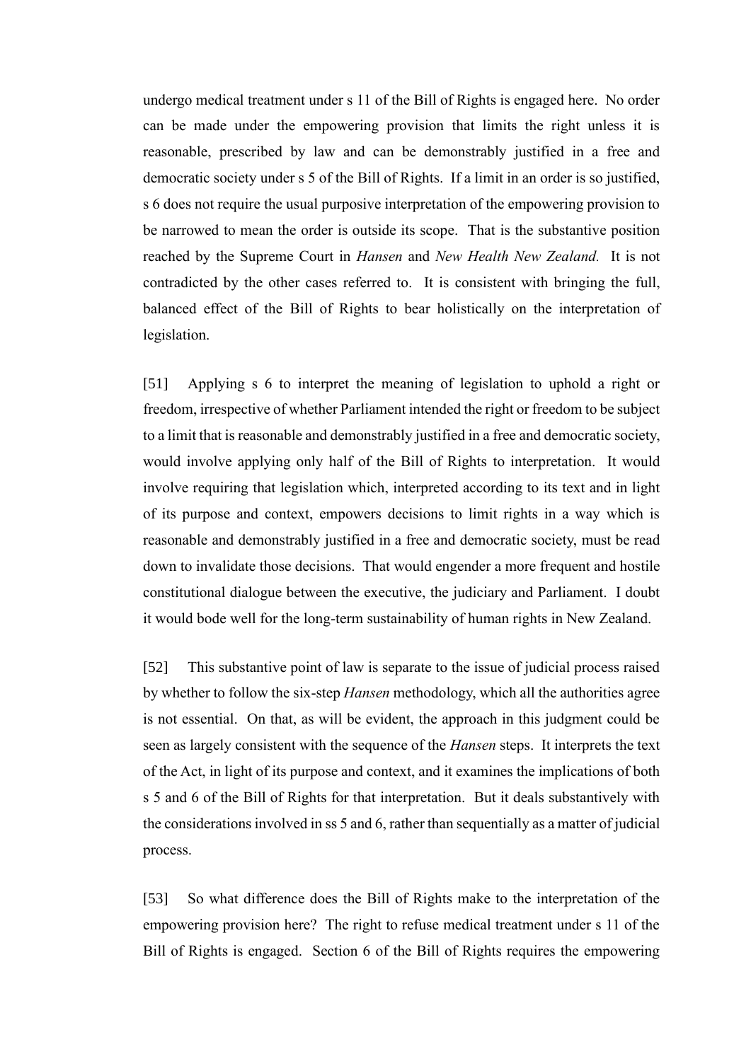undergo medical treatment under s 11 of the Bill of Rights is engaged here. No order can be made under the empowering provision that limits the right unless it is reasonable, prescribed by law and can be demonstrably justified in a free and democratic society under s 5 of the Bill of Rights. If a limit in an order is so justified, s 6 does not require the usual purposive interpretation of the empowering provision to be narrowed to mean the order is outside its scope. That is the substantive position reached by the Supreme Court in *Hansen* and *New Health New Zealand.* It is not contradicted by the other cases referred to. It is consistent with bringing the full, balanced effect of the Bill of Rights to bear holistically on the interpretation of legislation.

[51] Applying s 6 to interpret the meaning of legislation to uphold a right or freedom, irrespective of whether Parliament intended the right or freedom to be subject to a limit that is reasonable and demonstrably justified in a free and democratic society, would involve applying only half of the Bill of Rights to interpretation. It would involve requiring that legislation which, interpreted according to its text and in light of its purpose and context, empowers decisions to limit rights in a way which is reasonable and demonstrably justified in a free and democratic society, must be read down to invalidate those decisions. That would engender a more frequent and hostile constitutional dialogue between the executive, the judiciary and Parliament. I doubt it would bode well for the long-term sustainability of human rights in New Zealand.

[52] This substantive point of law is separate to the issue of judicial process raised by whether to follow the six-step *Hansen* methodology, which all the authorities agree is not essential. On that, as will be evident, the approach in this judgment could be seen as largely consistent with the sequence of the *Hansen* steps. It interprets the text of the Act, in light of its purpose and context, and it examines the implications of both s 5 and 6 of the Bill of Rights for that interpretation. But it deals substantively with the considerations involved in ss 5 and 6, rather than sequentially as a matter of judicial process.

[53] So what difference does the Bill of Rights make to the interpretation of the empowering provision here? The right to refuse medical treatment under s 11 of the Bill of Rights is engaged. Section 6 of the Bill of Rights requires the empowering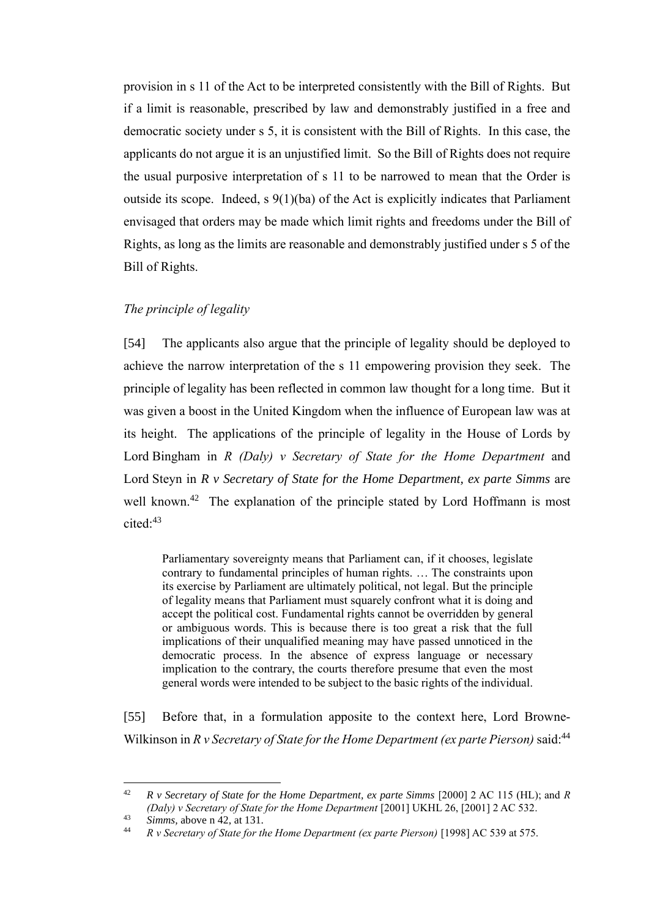provision in s 11 of the Act to be interpreted consistently with the Bill of Rights. But if a limit is reasonable, prescribed by law and demonstrably justified in a free and democratic society under s 5, it is consistent with the Bill of Rights. In this case, the applicants do not argue it is an unjustified limit. So the Bill of Rights does not require the usual purposive interpretation of s 11 to be narrowed to mean that the Order is outside its scope. Indeed, s 9(1)(ba) of the Act is explicitly indicates that Parliament envisaged that orders may be made which limit rights and freedoms under the Bill of Rights, as long as the limits are reasonable and demonstrably justified under s 5 of the Bill of Rights.

*The principle of legality*

[54] The applicants also argue that the principle of legality should be deployed to achieve the narrow interpretation of the s 11 empowering provision they seek. The principle of legality has been reflected in common law thought for a long time. But it was given a boost in the United Kingdom when the influence of European law was at its height. The applications of the principle of legality in the House of Lords by Lord Bingham in *R (Daly) v Secretary of State for the Home Department* and Lord Steyn in *R v Secretary of State for the Home Department, ex parte Simms* are well known.[42] The explanation of the principle stated by Lord Hoffmann is most cited:[43]

> Parliamentary sovereignty means that Parliament can, if it chooses, legislate contrary to fundamental principles of human rights. … The constraints upon its exercise by Parliament are ultimately political, not legal. But the principle of legality means that Parliament must squarely confront what it is doing and accept the political cost. Fundamental rights cannot be overridden by general or ambiguous words. This is because there is too great a risk that the full implications of their unqualified meaning may have passed unnoticed in the democratic process. In the absence of express language or necessary implication to the contrary, the courts therefore presume that even the most general words were intended to be subject to the basic rights of the individual.

[55] Before that, in a formulation apposite to the context here, Lord Browne-Wilkinson in *R v Secretary of State for the Home Department (ex parte Pierson)* said:[44]

---

[42] *R v Secretary of State for the Home Department, ex parte Simms* [2000] 2 AC 115 (HL); and *R (Daly) v Secretary of State for the Home Department* [2001] UKHL 26, [2001] 2 AC 532.

[43] *Simms*, above n 42, at 131.

[44] *R v Secretary of State for the Home Department (ex parte Pierson)* [1998] AC 539 at 575.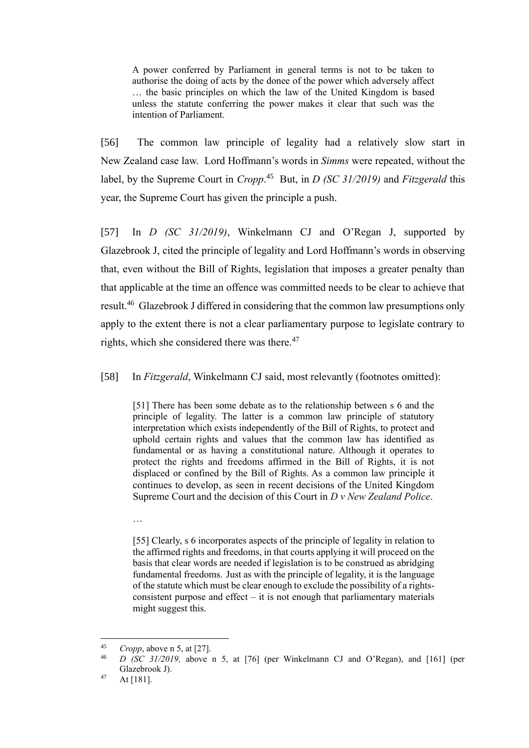> A power conferred by Parliament in general terms is not to be taken to authorise the doing of acts by the donee of the power which adversely affect … the basic principles on which the law of the United Kingdom is based unless the statute conferring the power makes it clear that such was the intention of Parliament.

[56] The common law principle of legality had a relatively slow start in New Zealand case law. Lord Hoffmann's words in *Simms* were repeated, without the label, by the Supreme Court in *Cropp*.[45] But, in *D (SC 31/2019)* and *Fitzgerald* this year, the Supreme Court has given the principle a push.

[57] In *D (SC 31/2019)*, Winkelmann CJ and O'Regan J, supported by Glazebrook J, cited the principle of legality and Lord Hoffmann's words in observing that, even without the Bill of Rights, legislation that imposes a greater penalty than that applicable at the time an offence was committed needs to be clear to achieve that result.[46] Glazebrook J differed in considering that the common law presumptions only apply to the extent there is not a clear parliamentary purpose to legislate contrary to rights, which she considered there was there.[47]

[58] In *Fitzgerald*, Winkelmann CJ said, most relevantly (footnotes omitted):

> [51] There has been some debate as to the relationship between s 6 and the principle of legality. The latter is a common law principle of statutory interpretation which exists independently of the Bill of Rights, to protect and uphold certain rights and values that the common law has identified as fundamental or as having a constitutional nature. Although it operates to protect the rights and freedoms affirmed in the Bill of Rights, it is not displaced or confined by the Bill of Rights. As a common law principle it continues to develop, as seen in recent decisions of the United Kingdom Supreme Court and the decision of this Court in *D v New Zealand Police*.
>
> …
>
> [55] Clearly, s 6 incorporates aspects of the principle of legality in relation to the affirmed rights and freedoms, in that courts applying it will proceed on the basis that clear words are needed if legislation is to be construed as abridging fundamental freedoms. Just as with the principle of legality, it is the language of the statute which must be clear enough to exclude the possibility of a rights-consistent purpose and effect – it is not enough that parliamentary materials might suggest this.

---

[45] *Cropp*, above n 5, at [27].

[46] *D (SC 31/2019,* above n 5, at [76] (per Winkelmann CJ and O'Regan), and [161] (per Glazebrook J).

[47] At [181].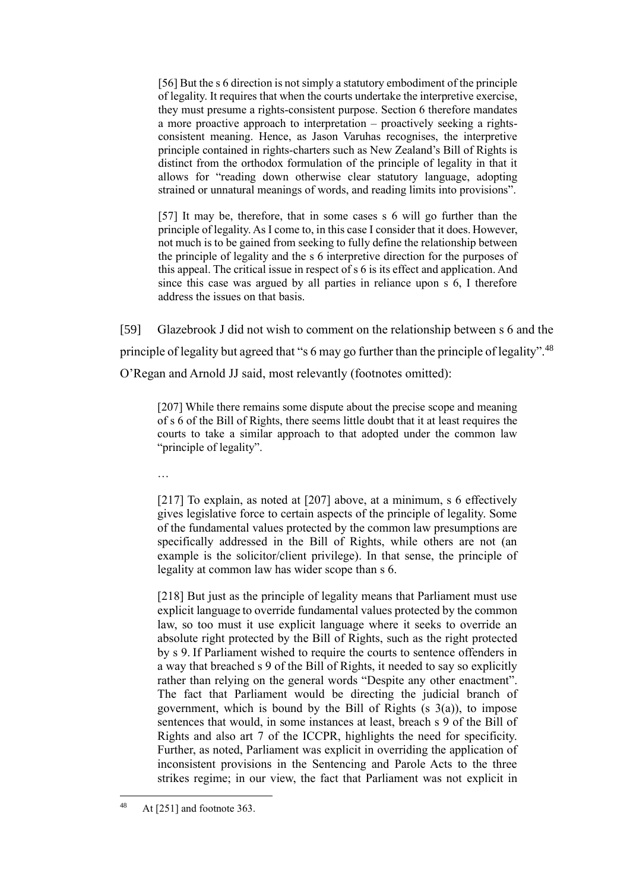> [56] But the s 6 direction is not simply a statutory embodiment of the principle of legality. It requires that when the courts undertake the interpretive exercise, they must presume a rights-consistent purpose. Section 6 therefore mandates a more proactive approach to interpretation – proactively seeking a rights-consistent meaning. Hence, as Jason Varuhas recognises, the interpretive principle contained in rights-charters such as New Zealand's Bill of Rights is distinct from the orthodox formulation of the principle of legality in that it allows for "reading down otherwise clear statutory language, adopting strained or unnatural meanings of words, and reading limits into provisions".
>
> [57] It may be, therefore, that in some cases s 6 will go further than the principle of legality. As I come to, in this case I consider that it does. However, not much is to be gained from seeking to fully define the relationship between the principle of legality and the s 6 interpretive direction for the purposes of this appeal. The critical issue in respect of s 6 is its effect and application. And since this case was argued by all parties in reliance upon s 6, I therefore address the issues on that basis.

[59] Glazebrook J did not wish to comment on the relationship between s 6 and the principle of legality but agreed that "s 6 may go further than the principle of legality".[48] O'Regan and Arnold JJ said, most relevantly (footnotes omitted):

> [207] While there remains some dispute about the precise scope and meaning of s 6 of the Bill of Rights, there seems little doubt that it at least requires the courts to take a similar approach to that adopted under the common law "principle of legality".
>
> …
>
> [217] To explain, as noted at [207] above, at a minimum, s 6 effectively gives legislative force to certain aspects of the principle of legality. Some of the fundamental values protected by the common law presumptions are specifically addressed in the Bill of Rights, while others are not (an example is the solicitor/client privilege). In that sense, the principle of legality at common law has wider scope than s 6.
>
> [218] But just as the principle of legality means that Parliament must use explicit language to override fundamental values protected by the common law, so too must it use explicit language where it seeks to override an absolute right protected by the Bill of Rights, such as the right protected by s 9. If Parliament wished to require the courts to sentence offenders in a way that breached s 9 of the Bill of Rights, it needed to say so explicitly rather than relying on the general words "Despite any other enactment". The fact that Parliament would be directing the judicial branch of government, which is bound by the Bill of Rights (s 3(a)), to impose sentences that would, in some instances at least, breach s 9 of the Bill of Rights and also art 7 of the ICCPR, highlights the need for specificity. Further, as noted, Parliament was explicit in overriding the application of inconsistent provisions in the Sentencing and Parole Acts to the three strikes regime; in our view, the fact that Parliament was not explicit in

---

[48] At [251] and footnote 363.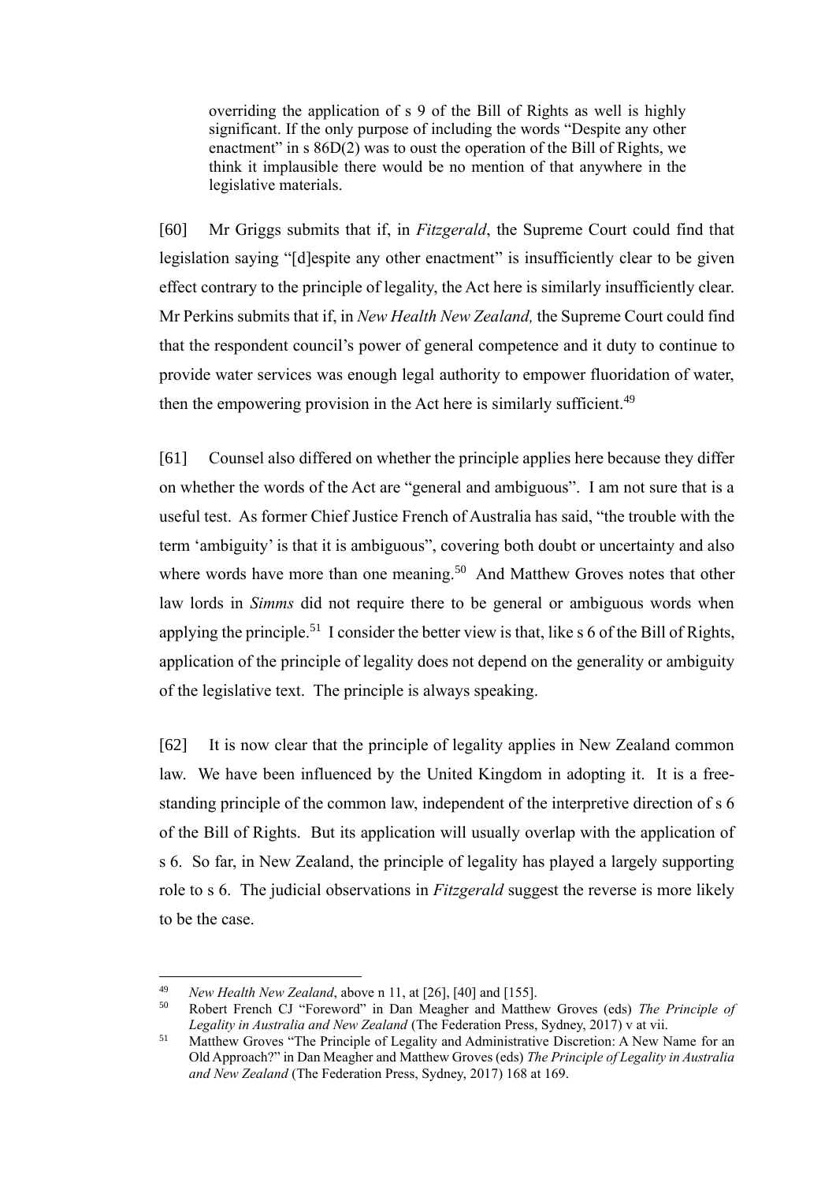> overriding the application of s 9 of the Bill of Rights as well is highly significant. If the only purpose of including the words "Despite any other enactment" in s 86D(2) was to oust the operation of the Bill of Rights, we think it implausible there would be no mention of that anywhere in the legislative materials.

[60] Mr Griggs submits that if, in *Fitzgerald*, the Supreme Court could find that legislation saying "[d]espite any other enactment" is insufficiently clear to be given effect contrary to the principle of legality, the Act here is similarly insufficiently clear. Mr Perkins submits that if, in *New Health New Zealand,* the Supreme Court could find that the respondent council's power of general competence and it duty to continue to provide water services was enough legal authority to empower fluoridation of water, then the empowering provision in the Act here is similarly sufficient.[49]

[61] Counsel also differed on whether the principle applies here because they differ on whether the words of the Act are "general and ambiguous". I am not sure that is a useful test. As former Chief Justice French of Australia has said, "the trouble with the term 'ambiguity' is that it is ambiguous", covering both doubt or uncertainty and also where words have more than one meaning.[50] And Matthew Groves notes that other law lords in *Simms* did not require there to be general or ambiguous words when applying the principle.[51] I consider the better view is that, like s 6 of the Bill of Rights, application of the principle of legality does not depend on the generality or ambiguity of the legislative text. The principle is always speaking.

[62] It is now clear that the principle of legality applies in New Zealand common law. We have been influenced by the United Kingdom in adopting it. It is a free-standing principle of the common law, independent of the interpretive direction of s 6 of the Bill of Rights. But its application will usually overlap with the application of s 6. So far, in New Zealand, the principle of legality has played a largely supporting role to s 6. The judicial observations in *Fitzgerald* suggest the reverse is more likely to be the case.

---

[49] *New Health New Zealand*, above n 11, at [26], [40] and [155].

[50] Robert French CJ "Foreword" in Dan Meagher and Matthew Groves (eds) *The Principle of Legality in Australia and New Zealand* (The Federation Press, Sydney, 2017) v at vii.

[51] Matthew Groves "The Principle of Legality and Administrative Discretion: A New Name for an Old Approach?" in Dan Meagher and Matthew Groves (eds) *The Principle of Legality in Australia and New Zealand* (The Federation Press, Sydney, 2017) 168 at 169.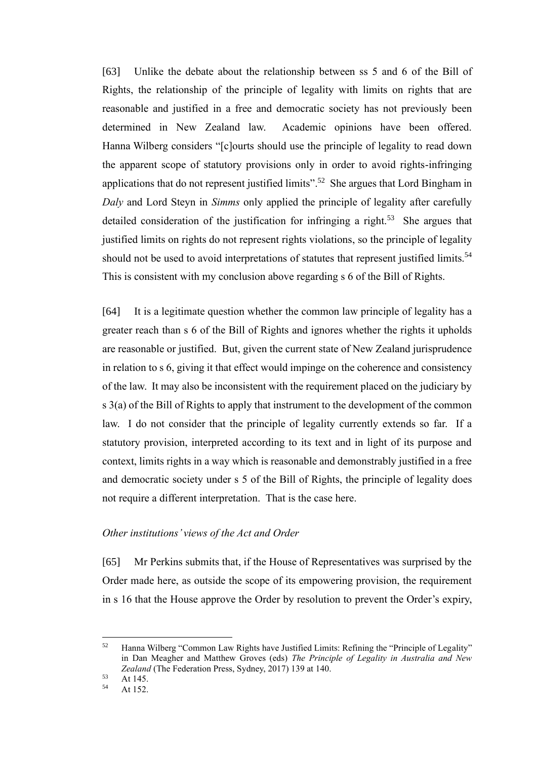[63] Unlike the debate about the relationship between ss 5 and 6 of the Bill of Rights, the relationship of the principle of legality with limits on rights that are reasonable and justified in a free and democratic society has not previously been determined in New Zealand law. Academic opinions have been offered. Hanna Wilberg considers "[c]ourts should use the principle of legality to read down the apparent scope of statutory provisions only in order to avoid rights-infringing applications that do not represent justified limits".[52] She argues that Lord Bingham in *Daly* and Lord Steyn in *Simms* only applied the principle of legality after carefully detailed consideration of the justification for infringing a right.[53] She argues that justified limits on rights do not represent rights violations, so the principle of legality should not be used to avoid interpretations of statutes that represent justified limits.[54] This is consistent with my conclusion above regarding s 6 of the Bill of Rights.

[64] It is a legitimate question whether the common law principle of legality has a greater reach than s 6 of the Bill of Rights and ignores whether the rights it upholds are reasonable or justified. But, given the current state of New Zealand jurisprudence in relation to s 6, giving it that effect would impinge on the coherence and consistency of the law. It may also be inconsistent with the requirement placed on the judiciary by s 3(a) of the Bill of Rights to apply that instrument to the development of the common law. I do not consider that the principle of legality currently extends so far. If a statutory provision, interpreted according to its text and in light of its purpose and context, limits rights in a way which is reasonable and demonstrably justified in a free and democratic society under s 5 of the Bill of Rights, the principle of legality does not require a different interpretation. That is the case here.

*Other institutions' views of the Act and Order*

[65] Mr Perkins submits that, if the House of Representatives was surprised by the Order made here, as outside the scope of its empowering provision, the requirement in s 16 that the House approve the Order by resolution to prevent the Order's expiry,

---

[52] Hanna Wilberg "Common Law Rights have Justified Limits: Refining the "Principle of Legality" in Dan Meagher and Matthew Groves (eds) *The Principle of Legality in Australia and New Zealand* (The Federation Press, Sydney, 2017) 139 at 140.

[53] At 145.

[54] At 152.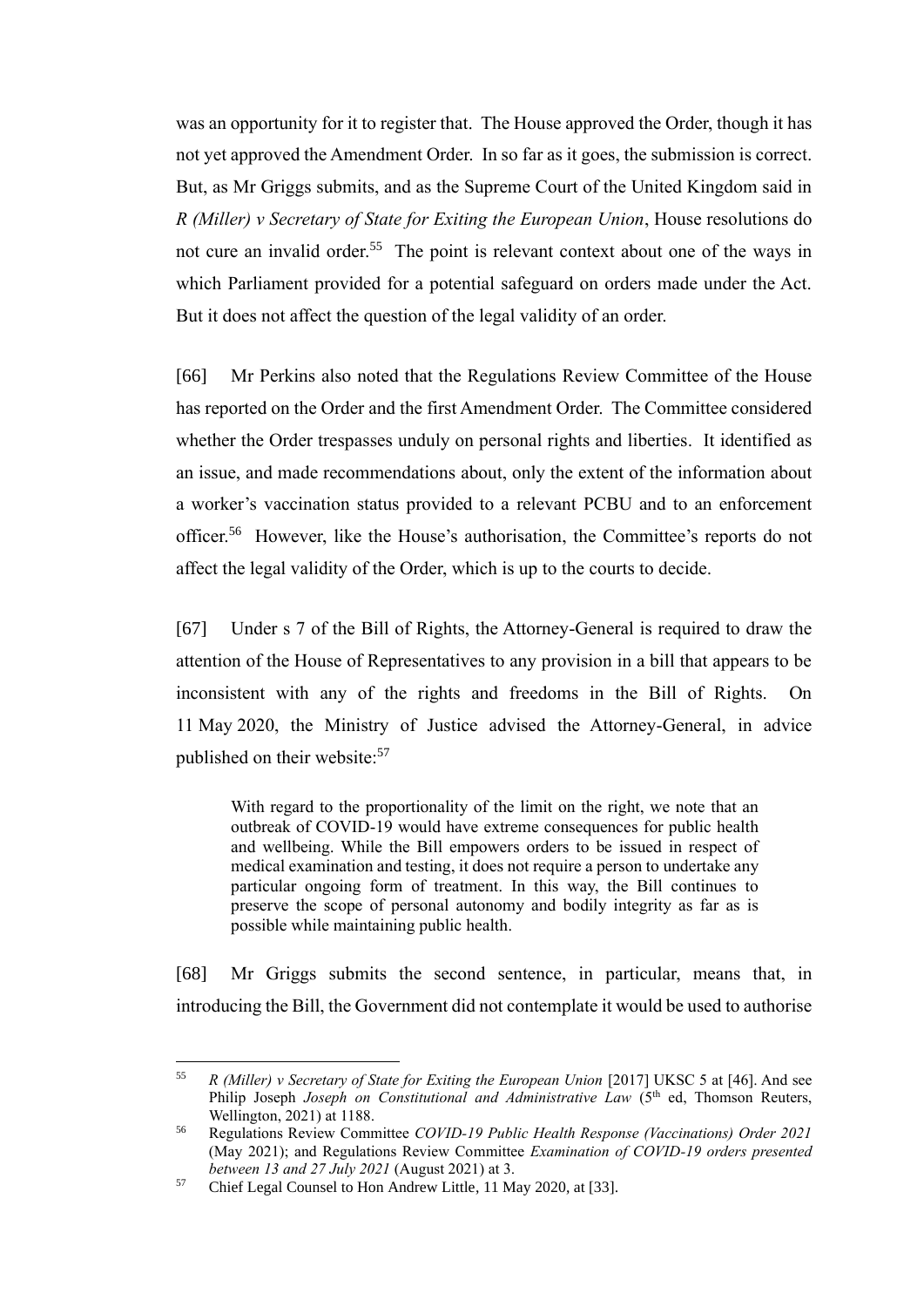was an opportunity for it to register that. The House approved the Order, though it has not yet approved the Amendment Order. In so far as it goes, the submission is correct. But, as Mr Griggs submits, and as the Supreme Court of the United Kingdom said in *R (Miller) v Secretary of State for Exiting the European Union*, House resolutions do not cure an invalid order.[55] The point is relevant context about one of the ways in which Parliament provided for a potential safeguard on orders made under the Act. But it does not affect the question of the legal validity of an order.

[66] Mr Perkins also noted that the Regulations Review Committee of the House has reported on the Order and the first Amendment Order. The Committee considered whether the Order trespasses unduly on personal rights and liberties. It identified as an issue, and made recommendations about, only the extent of the information about a worker's vaccination status provided to a relevant PCBU and to an enforcement officer.[56] However, like the House's authorisation, the Committee's reports do not affect the legal validity of the Order, which is up to the courts to decide.

[67] Under s 7 of the Bill of Rights, the Attorney-General is required to draw the attention of the House of Representatives to any provision in a bill that appears to be inconsistent with any of the rights and freedoms in the Bill of Rights. On 11 May 2020, the Ministry of Justice advised the Attorney-General, in advice published on their website:[57]

> With regard to the proportionality of the limit on the right, we note that an outbreak of COVID-19 would have extreme consequences for public health and wellbeing. While the Bill empowers orders to be issued in respect of medical examination and testing, it does not require a person to undertake any particular ongoing form of treatment. In this way, the Bill continues to preserve the scope of personal autonomy and bodily integrity as far as is possible while maintaining public health.

[68] Mr Griggs submits the second sentence, in particular, means that, in introducing the Bill, the Government did not contemplate it would be used to authorise

---

[55] *R (Miller) v Secretary of State for Exiting the European Union* [2017] UKSC 5 at [46]. And see Philip Joseph *Joseph on Constitutional and Administrative Law* (5th ed, Thomson Reuters, Wellington, 2021) at 1188.

[56] Regulations Review Committee *COVID-19 Public Health Response (Vaccinations) Order 2021* (May 2021); and Regulations Review Committee *Examination of COVID-19 orders presented between 13 and 27 July 2021* (August 2021) at 3.

[57] Chief Legal Counsel to Hon Andrew Little, 11 May 2020, at [33].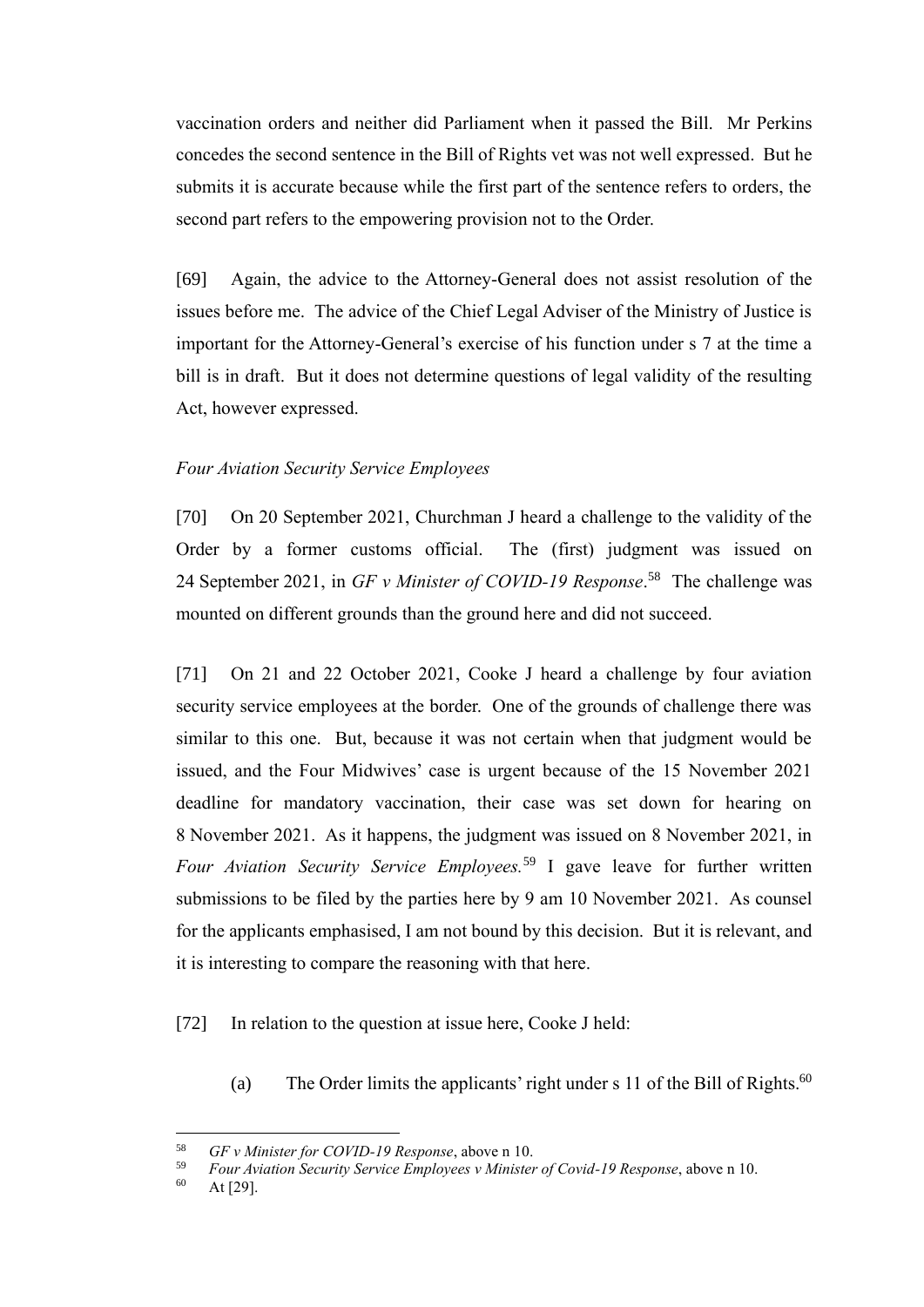vaccination orders and neither did Parliament when it passed the Bill. Mr Perkins concedes the second sentence in the Bill of Rights vet was not well expressed. But he submits it is accurate because while the first part of the sentence refers to orders, the second part refers to the empowering provision not to the Order.

[69] Again, the advice to the Attorney-General does not assist resolution of the issues before me. The advice of the Chief Legal Adviser of the Ministry of Justice is important for the Attorney-General's exercise of his function under s 7 at the time a bill is in draft. But it does not determine questions of legal validity of the resulting Act, however expressed.

*Four Aviation Security Service Employees*

[70] On 20 September 2021, Churchman J heard a challenge to the validity of the Order by a former customs official. The (first) judgment was issued on 24 September 2021, in *GF v Minister of COVID-19 Response*.[58] The challenge was mounted on different grounds than the ground here and did not succeed.

[71] On 21 and 22 October 2021, Cooke J heard a challenge by four aviation security service employees at the border. One of the grounds of challenge there was similar to this one. But, because it was not certain when that judgment would be issued, and the Four Midwives' case is urgent because of the 15 November 2021 deadline for mandatory vaccination, their case was set down for hearing on 8 November 2021. As it happens, the judgment was issued on 8 November 2021, in *Four Aviation Security Service Employees.*[59] I gave leave for further written submissions to be filed by the parties here by 9 am 10 November 2021. As counsel for the applicants emphasised, I am not bound by this decision. But it is relevant, and it is interesting to compare the reasoning with that here.

[72] In relation to the question at issue here, Cooke J held:

(a) The Order limits the applicants' right under s 11 of the Bill of Rights.[60]

---

[58] *GF v Minister for COVID-19 Response*, above n 10.
[59] *Four Aviation Security Service Employees v Minister of Covid-19 Response*, above n 10.
[60] At [29].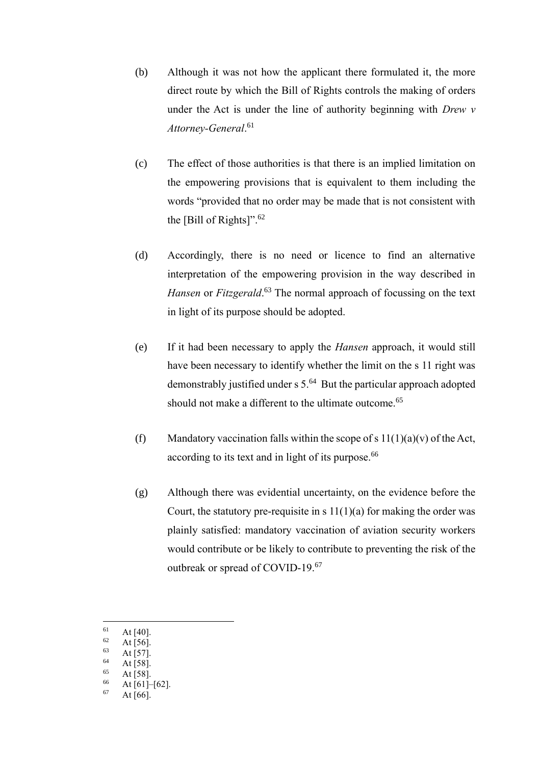(b) Although it was not how the applicant there formulated it, the more direct route by which the Bill of Rights controls the making of orders under the Act is under the line of authority beginning with *Drew v Attorney-General*.[61]

(c) The effect of those authorities is that there is an implied limitation on the empowering provisions that is equivalent to them including the words "provided that no order may be made that is not consistent with the [Bill of Rights]".[62]

(d) Accordingly, there is no need or licence to find an alternative interpretation of the empowering provision in the way described in *Hansen* or *Fitzgerald*.[63] The normal approach of focussing on the text in light of its purpose should be adopted.

(e) If it had been necessary to apply the *Hansen* approach, it would still have been necessary to identify whether the limit on the s 11 right was demonstrably justified under s 5.[64] But the particular approach adopted should not make a different to the ultimate outcome.[65]

(f) Mandatory vaccination falls within the scope of s 11(1)(a)(v) of the Act, according to its text and in light of its purpose.[66]

(g) Although there was evidential uncertainty, on the evidence before the Court, the statutory pre-requisite in s 11(1)(a) for making the order was plainly satisfied: mandatory vaccination of aviation security workers would contribute or be likely to contribute to preventing the risk of the outbreak or spread of COVID-19.[67]

---

[61] At [40].
[62] At [56].
[63] At [57].
[64] At [58].
[65] At [58].
[66] At [61]–[62].
[67] At [66].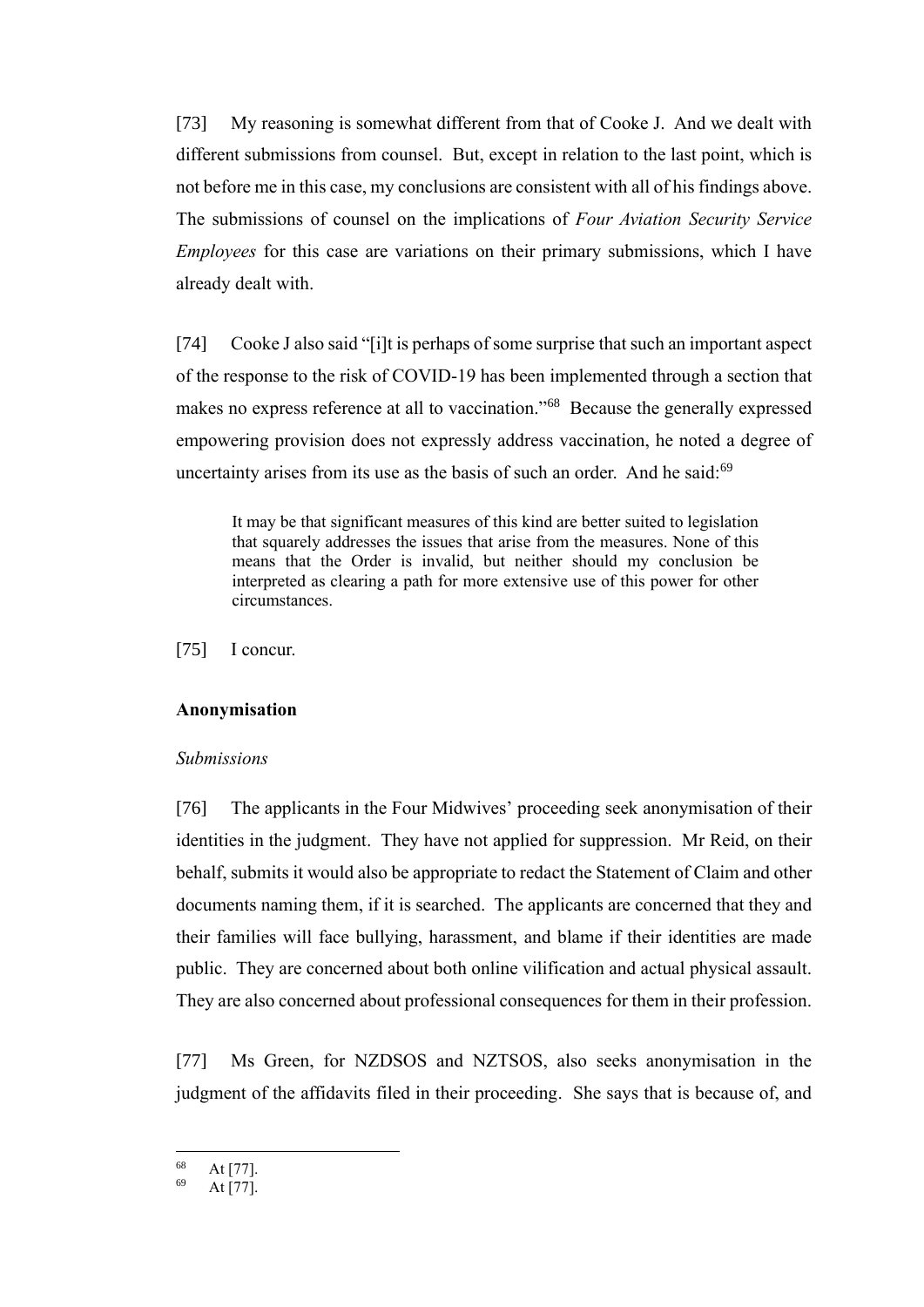[73] My reasoning is somewhat different from that of Cooke J. And we dealt with different submissions from counsel. But, except in relation to the last point, which is not before me in this case, my conclusions are consistent with all of his findings above. The submissions of counsel on the implications of *Four Aviation Security Service Employees* for this case are variations on their primary submissions, which I have already dealt with.

[74] Cooke J also said "[i]t is perhaps of some surprise that such an important aspect of the response to the risk of COVID-19 has been implemented through a section that makes no express reference at all to vaccination."[68] Because the generally expressed empowering provision does not expressly address vaccination, he noted a degree of uncertainty arises from its use as the basis of such an order. And he said:[69]

> It may be that significant measures of this kind are better suited to legislation that squarely addresses the issues that arise from the measures. None of this means that the Order is invalid, but neither should my conclusion be interpreted as clearing a path for more extensive use of this power for other circumstances.

[75] I concur.

**Anonymisation**

*Submissions*

[76] The applicants in the Four Midwives' proceeding seek anonymisation of their identities in the judgment. They have not applied for suppression. Mr Reid, on their behalf, submits it would also be appropriate to redact the Statement of Claim and other documents naming them, if it is searched. The applicants are concerned that they and their families will face bullying, harassment, and blame if their identities are made public. They are concerned about both online vilification and actual physical assault. They are also concerned about professional consequences for them in their profession.

[77] Ms Green, for NZDSOS and NZTSOS, also seeks anonymisation in the judgment of the affidavits filed in their proceeding. She says that is because of, and

[68] At [77].
[69] At [77].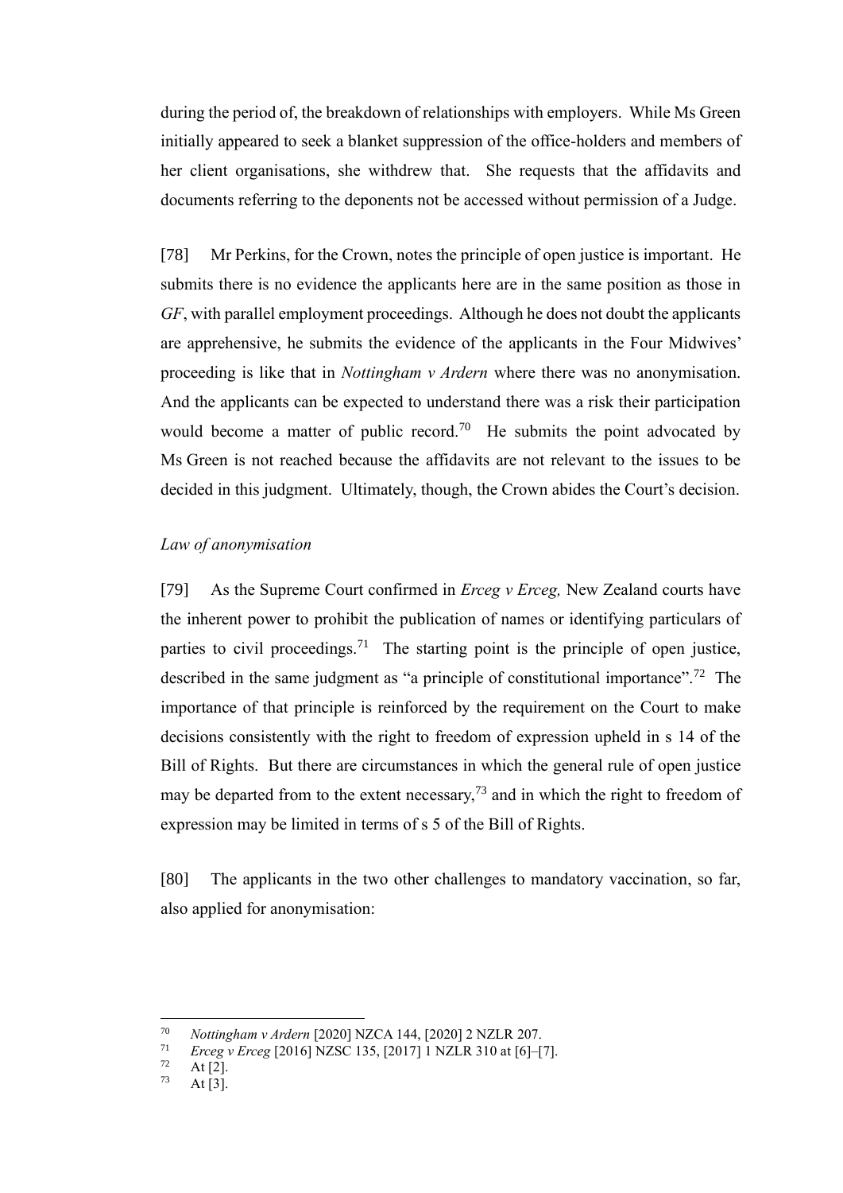during the period of, the breakdown of relationships with employers. While Ms Green initially appeared to seek a blanket suppression of the office-holders and members of her client organisations, she withdrew that. She requests that the affidavits and documents referring to the deponents not be accessed without permission of a Judge.

[78] Mr Perkins, for the Crown, notes the principle of open justice is important. He submits there is no evidence the applicants here are in the same position as those in *GF*, with parallel employment proceedings. Although he does not doubt the applicants are apprehensive, he submits the evidence of the applicants in the Four Midwives' proceeding is like that in *Nottingham v Ardern* where there was no anonymisation. And the applicants can be expected to understand there was a risk their participation would become a matter of public record.[70] He submits the point advocated by Ms Green is not reached because the affidavits are not relevant to the issues to be decided in this judgment. Ultimately, though, the Crown abides the Court's decision.

*Law of anonymisation*

[79] As the Supreme Court confirmed in *Erceg v Erceg,* New Zealand courts have the inherent power to prohibit the publication of names or identifying particulars of parties to civil proceedings.[71] The starting point is the principle of open justice, described in the same judgment as "a principle of constitutional importance".[72] The importance of that principle is reinforced by the requirement on the Court to make decisions consistently with the right to freedom of expression upheld in s 14 of the Bill of Rights. But there are circumstances in which the general rule of open justice may be departed from to the extent necessary,[73] and in which the right to freedom of expression may be limited in terms of s 5 of the Bill of Rights.

[80] The applicants in the two other challenges to mandatory vaccination, so far, also applied for anonymisation:

---

[70] *Nottingham v Ardern* [2020] NZCA 144, [2020] 2 NZLR 207.

[71] *Erceg v Erceg* [2016] NZSC 135, [2017] 1 NZLR 310 at [6]–[7].

[72] At [2].

[73] At [3].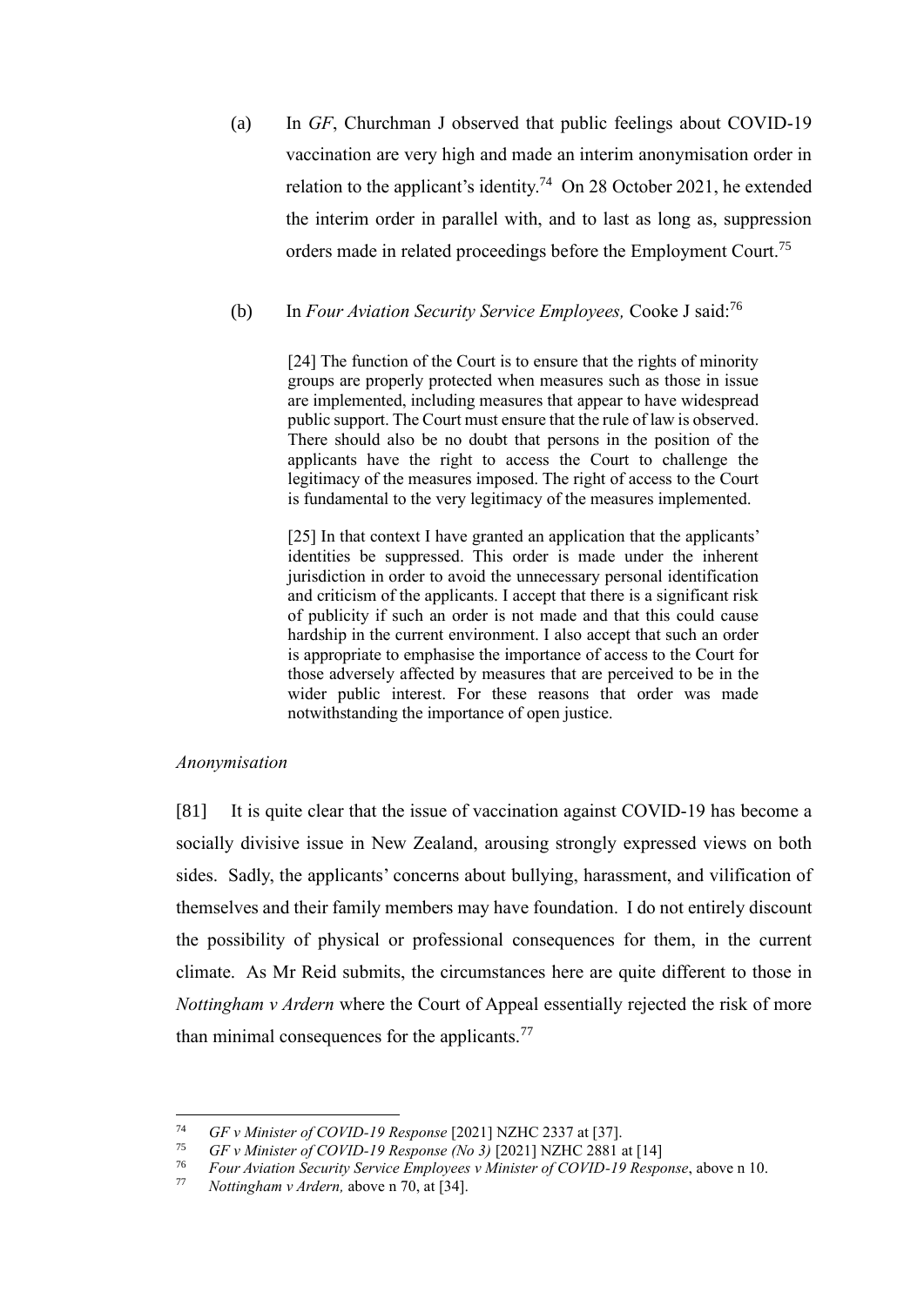(a) In *GF*, Churchman J observed that public feelings about COVID-19 vaccination are very high and made an interim anonymisation order in relation to the applicant's identity.[74] On 28 October 2021, he extended the interim order in parallel with, and to last as long as, suppression orders made in related proceedings before the Employment Court.[75]

(b) In *Four Aviation Security Service Employees,* Cooke J said:[76]

> [24] The function of the Court is to ensure that the rights of minority groups are properly protected when measures such as those in issue are implemented, including measures that appear to have widespread public support. The Court must ensure that the rule of law is observed. There should also be no doubt that persons in the position of the applicants have the right to access the Court to challenge the legitimacy of the measures imposed. The right of access to the Court is fundamental to the very legitimacy of the measures implemented.
>
> [25] In that context I have granted an application that the applicants' identities be suppressed. This order is made under the inherent jurisdiction in order to avoid the unnecessary personal identification and criticism of the applicants. I accept that there is a significant risk of publicity if such an order is not made and that this could cause hardship in the current environment. I also accept that such an order is appropriate to emphasise the importance of access to the Court for those adversely affected by measures that are perceived to be in the wider public interest. For these reasons that order was made notwithstanding the importance of open justice.

*Anonymisation*

[81] It is quite clear that the issue of vaccination against COVID-19 has become a socially divisive issue in New Zealand, arousing strongly expressed views on both sides. Sadly, the applicants' concerns about bullying, harassment, and vilification of themselves and their family members may have foundation. I do not entirely discount the possibility of physical or professional consequences for them, in the current climate. As Mr Reid submits, the circumstances here are quite different to those in *Nottingham v Ardern* where the Court of Appeal essentially rejected the risk of more than minimal consequences for the applicants.[77]

---

[74] *GF v Minister of COVID-19 Response* [2021] NZHC 2337 at [37].

[75] *GF v Minister of COVID-19 Response (No 3)* [2021] NZHC 2881 at [14]

[76] *Four Aviation Security Service Employees v Minister of COVID-19 Response*, above n 10.

[77] *Nottingham v Ardern,* above n 70, at [34].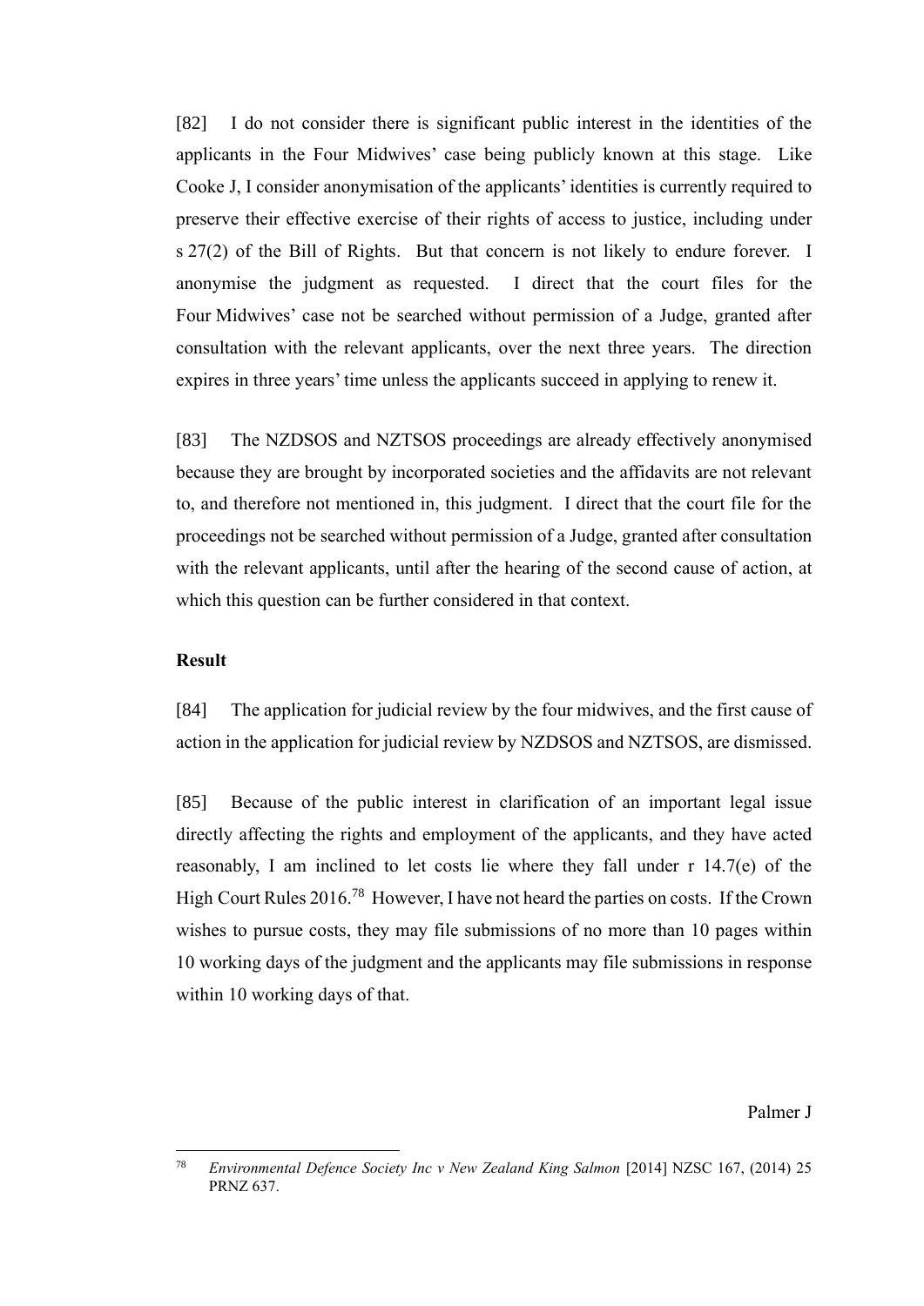[82] I do not consider there is significant public interest in the identities of the applicants in the Four Midwives' case being publicly known at this stage. Like Cooke J, I consider anonymisation of the applicants' identities is currently required to preserve their effective exercise of their rights of access to justice, including under s 27(2) of the Bill of Rights. But that concern is not likely to endure forever. I anonymise the judgment as requested. I direct that the court files for the Four Midwives' case not be searched without permission of a Judge, granted after consultation with the relevant applicants, over the next three years. The direction expires in three years' time unless the applicants succeed in applying to renew it.

[83] The NZDSOS and NZTSOS proceedings are already effectively anonymised because they are brought by incorporated societies and the affidavits are not relevant to, and therefore not mentioned in, this judgment. I direct that the court file for the proceedings not be searched without permission of a Judge, granted after consultation with the relevant applicants, until after the hearing of the second cause of action, at which this question can be further considered in that context.

**Result**

[84] The application for judicial review by the four midwives, and the first cause of action in the application for judicial review by NZDSOS and NZTSOS, are dismissed.

[85] Because of the public interest in clarification of an important legal issue directly affecting the rights and employment of the applicants, and they have acted reasonably, I am inclined to let costs lie where they fall under r 14.7(e) of the High Court Rules 2016.[78] However, I have not heard the parties on costs. If the Crown wishes to pursue costs, they may file submissions of no more than 10 pages within 10 working days of the judgment and the applicants may file submissions in response within 10 working days of that.

Palmer J

[78] *Environmental Defence Society Inc v New Zealand King Salmon* [2014] NZSC 167, (2014) 25 PRNZ 637.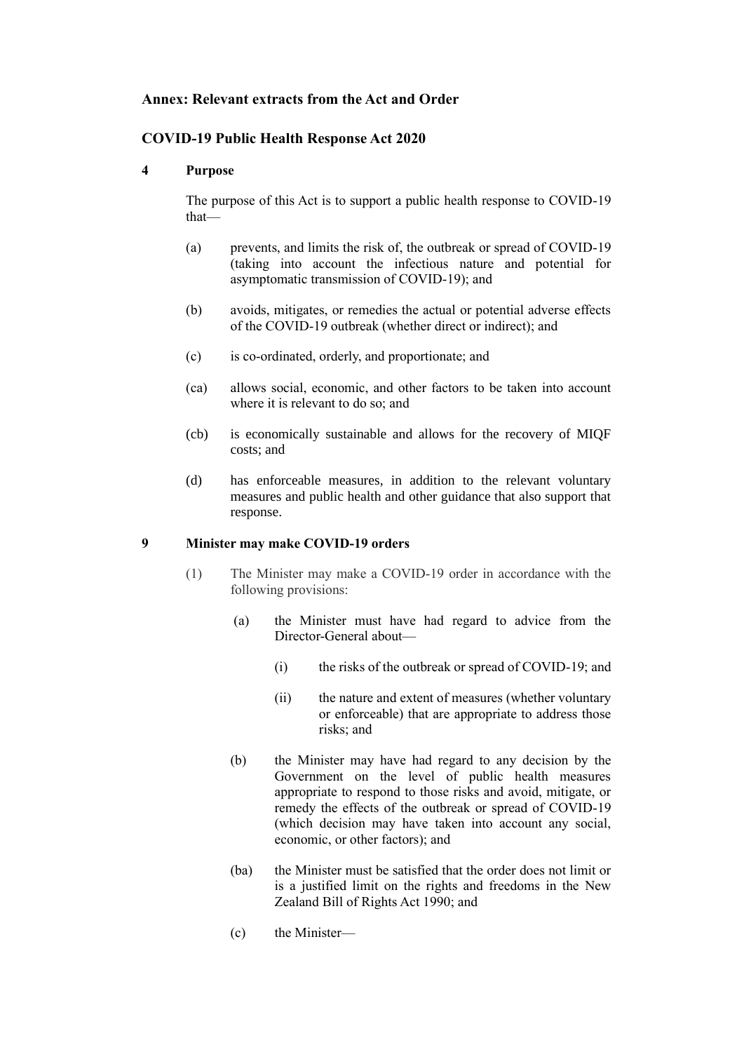## Annex: Relevant extracts from the Act and Order

### COVID-19 Public Health Response Act 2020

#### 4 Purpose

The purpose of this Act is to support a public health response to COVID-19 that—

- (a) prevents, and limits the risk of, the outbreak or spread of COVID-19 (taking into account the infectious nature and potential for asymptomatic transmission of COVID-19); and
- (b) avoids, mitigates, or remedies the actual or potential adverse effects of the COVID-19 outbreak (whether direct or indirect); and
- (c) is co-ordinated, orderly, and proportionate; and
- (ca) allows social, economic, and other factors to be taken into account where it is relevant to do so; and
- (cb) is economically sustainable and allows for the recovery of MIQF costs; and
- (d) has enforceable measures, in addition to the relevant voluntary measures and public health and other guidance that also support that response.

#### 9 Minister may make COVID-19 orders

(1) The Minister may make a COVID-19 order in accordance with the following provisions:

- (a) the Minister must have had regard to advice from the Director-General about—
  - (i) the risks of the outbreak or spread of COVID-19; and
  - (ii) the nature and extent of measures (whether voluntary or enforceable) that are appropriate to address those risks; and
- (b) the Minister may have had regard to any decision by the Government on the level of public health measures appropriate to respond to those risks and avoid, mitigate, or remedy the effects of the outbreak or spread of COVID-19 (which decision may have taken into account any social, economic, or other factors); and
- (ba) the Minister must be satisfied that the order does not limit or is a justified limit on the rights and freedoms in the New Zealand Bill of Rights Act 1990; and
- (c) the Minister—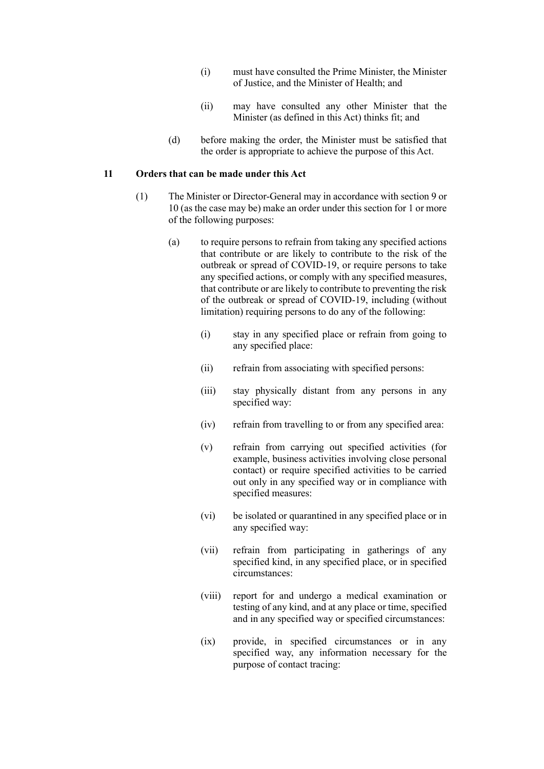(i) must have consulted the Prime Minister, the Minister of Justice, and the Minister of Health; and

(ii) may have consulted any other Minister that the Minister (as defined in this Act) thinks fit; and

(d) before making the order, the Minister must be satisfied that the order is appropriate to achieve the purpose of this Act.

**11 Orders that can be made under this Act**

(1) The Minister or Director-General may in accordance with section 9 or 10 (as the case may be) make an order under this section for 1 or more of the following purposes:

(a) to require persons to refrain from taking any specified actions that contribute or are likely to contribute to the risk of the outbreak or spread of COVID-19, or require persons to take any specified actions, or comply with any specified measures, that contribute or are likely to contribute to preventing the risk of the outbreak or spread of COVID-19, including (without limitation) requiring persons to do any of the following:

(i) stay in any specified place or refrain from going to any specified place:

(ii) refrain from associating with specified persons:

(iii) stay physically distant from any persons in any specified way:

(iv) refrain from travelling to or from any specified area:

(v) refrain from carrying out specified activities (for example, business activities involving close personal contact) or require specified activities to be carried out only in any specified way or in compliance with specified measures:

(vi) be isolated or quarantined in any specified place or in any specified way:

(vii) refrain from participating in gatherings of any specified kind, in any specified place, or in specified circumstances:

(viii) report for and undergo a medical examination or testing of any kind, and at any place or time, specified and in any specified way or specified circumstances:

(ix) provide, in specified circumstances or in any specified way, any information necessary for the purpose of contact tracing: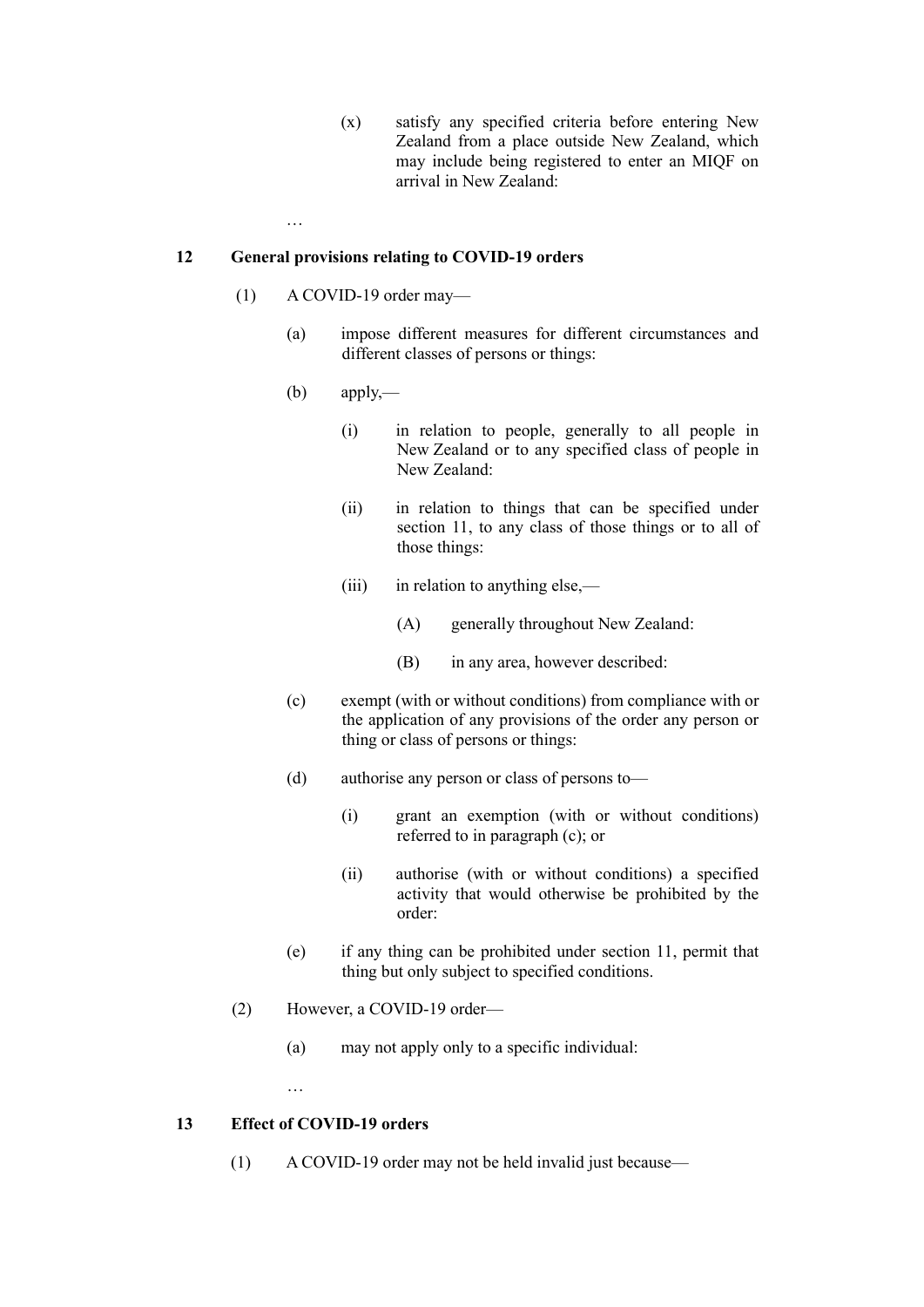(x) satisfy any specified criteria before entering New Zealand from a place outside New Zealand, which may include being registered to enter an MIQF on arrival in New Zealand:

…

**12 General provisions relating to COVID-19 orders**

(1) A COVID-19 order may—

(a) impose different measures for different circumstances and different classes of persons or things:

(b) apply,—

(i) in relation to people, generally to all people in New Zealand or to any specified class of people in New Zealand:

(ii) in relation to things that can be specified under section 11, to any class of those things or to all of those things:

(iii) in relation to anything else,—

(A) generally throughout New Zealand:

(B) in any area, however described:

(c) exempt (with or without conditions) from compliance with or the application of any provisions of the order any person or thing or class of persons or things:

(d) authorise any person or class of persons to—

(i) grant an exemption (with or without conditions) referred to in paragraph (c); or

(ii) authorise (with or without conditions) a specified activity that would otherwise be prohibited by the order:

(e) if any thing can be prohibited under section 11, permit that thing but only subject to specified conditions.

(2) However, a COVID-19 order—

(a) may not apply only to a specific individual:

…

**13 Effect of COVID-19 orders**

(1) A COVID-19 order may not be held invalid just because—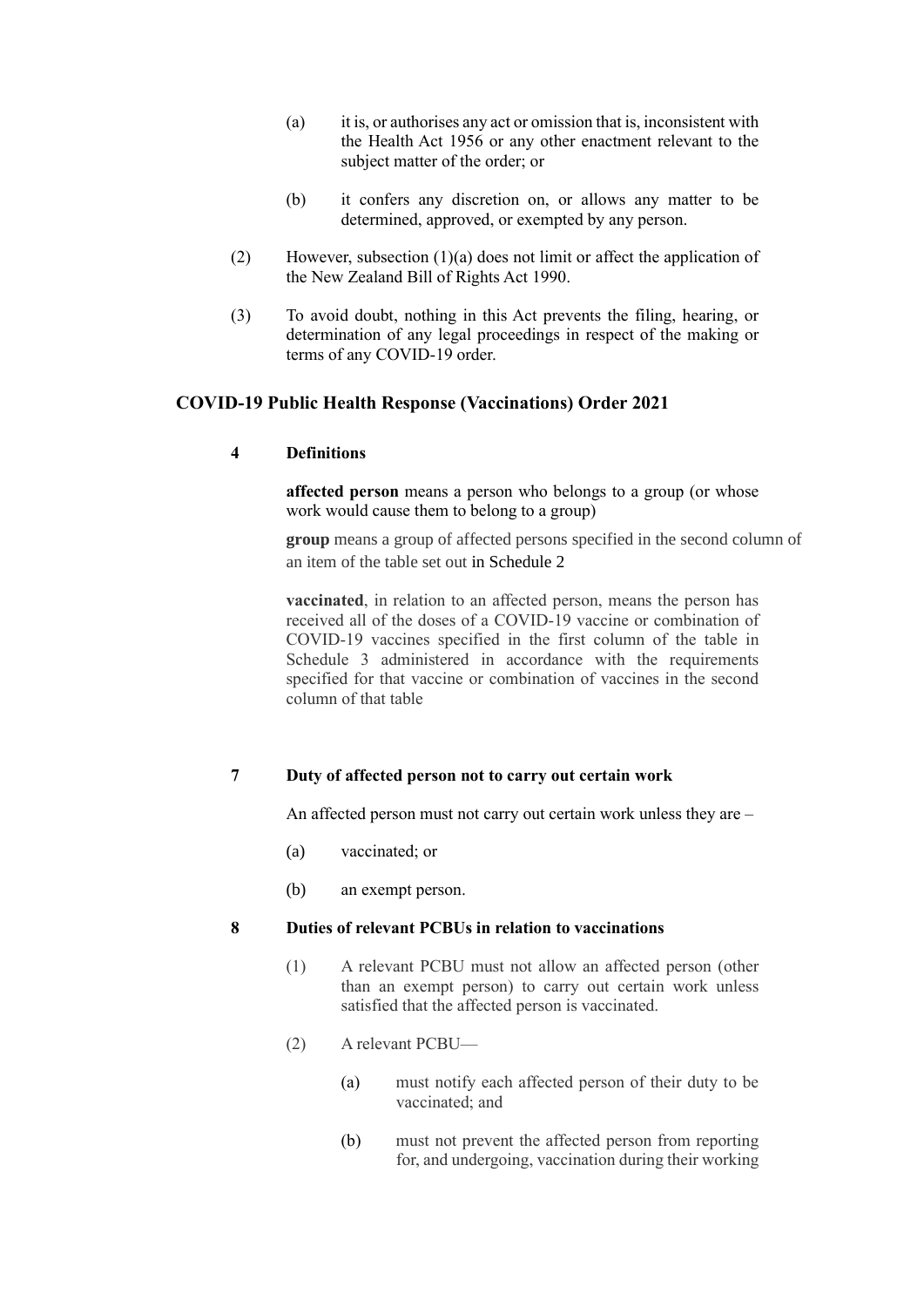(a) it is, or authorises any act or omission that is, inconsistent with the Health Act 1956 or any other enactment relevant to the subject matter of the order; or

(b) it confers any discretion on, or allows any matter to be determined, approved, or exempted by any person.

(2) However, subsection (1)(a) does not limit or affect the application of the New Zealand Bill of Rights Act 1990.

(3) To avoid doubt, nothing in this Act prevents the filing, hearing, or determination of any legal proceedings in respect of the making or terms of any COVID-19 order.

## COVID-19 Public Health Response (Vaccinations) Order 2021

### 4 Definitions

**affected person** means a person who belongs to a group (or whose work would cause them to belong to a group)

**group** means a group of affected persons specified in the second column of an item of the table set out in Schedule 2

**vaccinated**, in relation to an affected person, means the person has received all of the doses of a COVID-19 vaccine or combination of COVID-19 vaccines specified in the first column of the table in Schedule 3 administered in accordance with the requirements specified for that vaccine or combination of vaccines in the second column of that table

### 7 Duty of affected person not to carry out certain work

An affected person must not carry out certain work unless they are –

(a) vaccinated; or

(b) an exempt person.

### 8 Duties of relevant PCBUs in relation to vaccinations

(1) A relevant PCBU must not allow an affected person (other than an exempt person) to carry out certain work unless satisfied that the affected person is vaccinated.

(2) A relevant PCBU—

(a) must notify each affected person of their duty to be vaccinated; and

(b) must not prevent the affected person from reporting for, and undergoing, vaccination during their working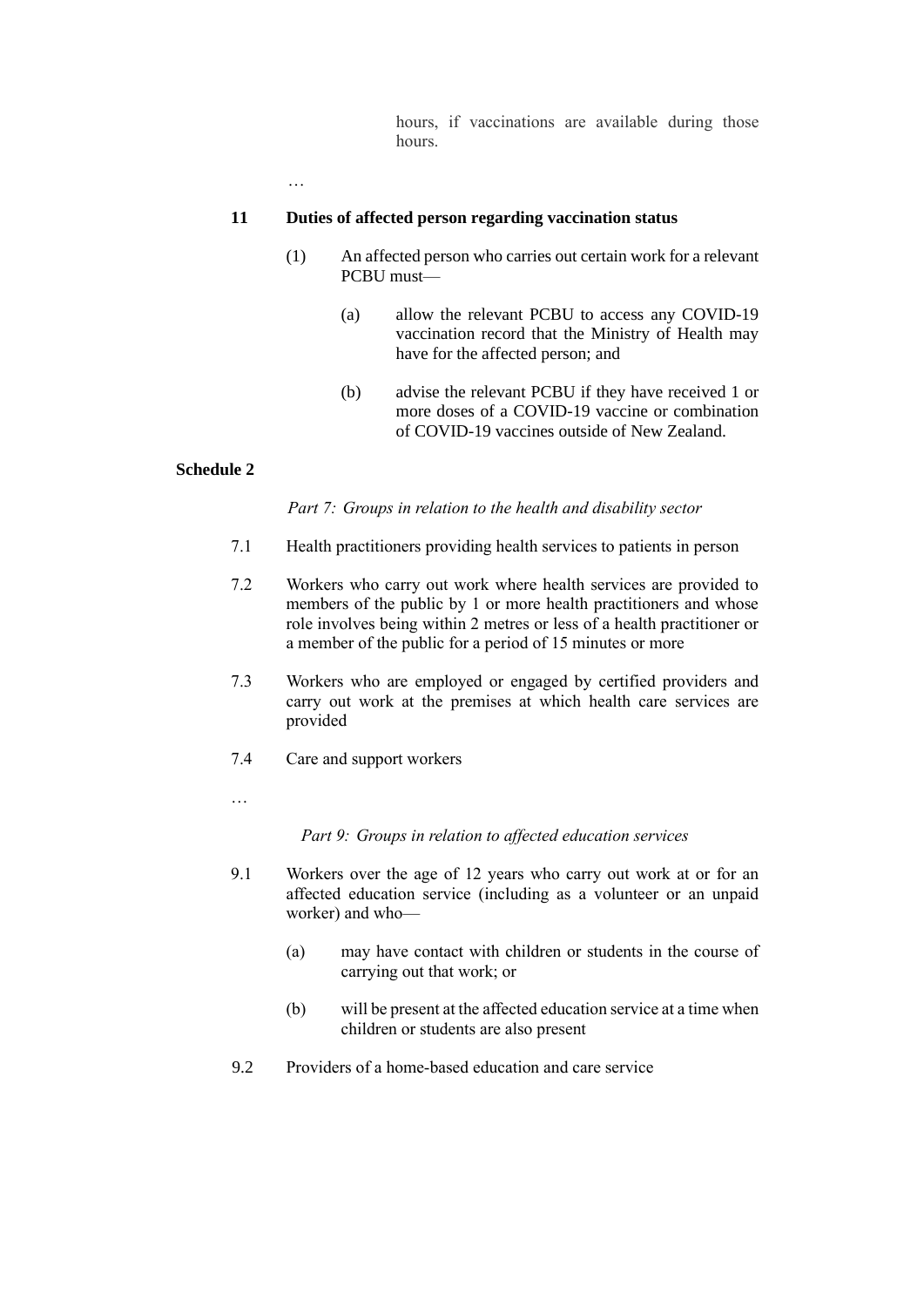hours, if vaccinations are available during those hours.

…

**11 Duties of affected person regarding vaccination status**

(1) An affected person who carries out certain work for a relevant PCBU must—

(a) allow the relevant PCBU to access any COVID-19 vaccination record that the Ministry of Health may have for the affected person; and

(b) advise the relevant PCBU if they have received 1 or more doses of a COVID-19 vaccine or combination of COVID-19 vaccines outside of New Zealand.

**Schedule 2**

*Part 7: Groups in relation to the health and disability sector*

7.1 Health practitioners providing health services to patients in person

7.2 Workers who carry out work where health services are provided to members of the public by 1 or more health practitioners and whose role involves being within 2 metres or less of a health practitioner or a member of the public for a period of 15 minutes or more

7.3 Workers who are employed or engaged by certified providers and carry out work at the premises at which health care services are provided

7.4 Care and support workers

…

*Part 9: Groups in relation to affected education services*

9.1 Workers over the age of 12 years who carry out work at or for an affected education service (including as a volunteer or an unpaid worker) and who—

(a) may have contact with children or students in the course of carrying out that work; or

(b) will be present at the affected education service at a time when children or students are also present

9.2 Providers of a home-based education and care service